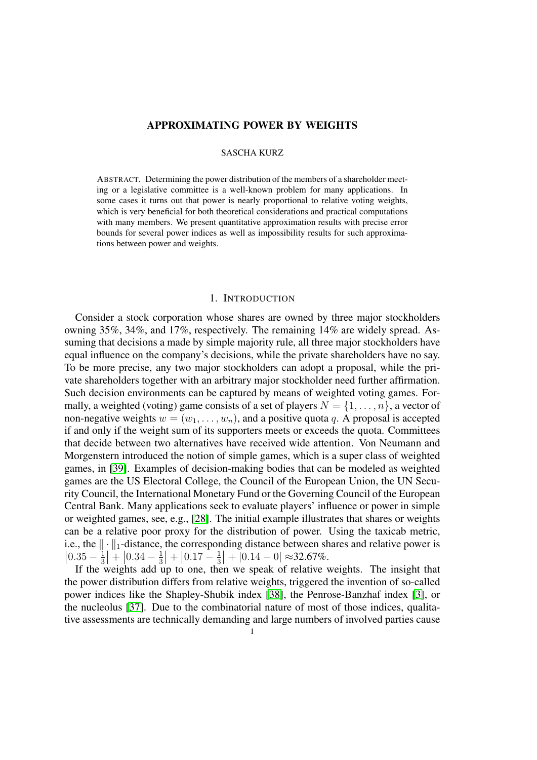# APPROXIMATING POWER BY WEIGHTS

SASCHA KURZ

ABSTRACT. Determining the power distribution of the members of a shareholder meeting or a legislative committee is a well-known problem for many applications. In some cases it turns out that power is nearly proportional to relative voting weights, which is very beneficial for both theoretical considerations and practical computations with many members. We present quantitative approximation results with precise error bounds for several power indices as well as impossibility results for such approximations between power and weights.

## 1. INTRODUCTION

Consider a stock corporation whose shares are owned by three major stockholders owning 35%, 34%, and 17%, respectively. The remaining 14% are widely spread. Assuming that decisions a made by simple majority rule, all three major stockholders have equal influence on the company's decisions, while the private shareholders have no say. To be more precise, any two major stockholders can adopt a proposal, while the private shareholders together with an arbitrary major stockholder need further affirmation. Such decision environments can be captured by means of weighted voting games. Formally, a weighted (voting) game consists of a set of players $N = \{1, \ldots, n\}$, a vector of non-negative weights $w = (w_1, \ldots, w_n)$, and a positive quota $q$. A proposal is accepted if and only if the weight sum of its supporters meets or exceeds the quota. Committees that decide between two alternatives have received wide attention. Von Neumann and Morgenstern introduced the notion of simple games, which is a super class of weighted games, in [39]. Examples of decision-making bodies that can be modeled as weighted games are the US Electoral College, the Council of the European Union, the UN Security Council, the International Monetary Fund or the Governing Council of the European Central Bank. Many applications seek to evaluate players' influence or power in simple or weighted games, see, e.g., [28]. The initial example illustrates that shares or weights can be a relative poor proxy for the distribution of power. Using the taxicab metric, i.e., the $\|\cdot\|_1$-distance, the corresponding distance between shares and relative power is $\left|0.35 - \frac{1}{3}\right| + \left|0.34 - \frac{1}{3}\right| + \left|0.17 - \frac{1}{3}\right| + |0.14 - 0| \approx$32.67%.

If the weights add up to one, then we speak of relative weights. The insight that the power distribution differs from relative weights, triggered the invention of so-called power indices like the Shapley-Shubik index [38], the Penrose-Banzhaf index [3], or the nucleolus [37]. Due to the combinatorial nature of most of those indices, qualitative assessments are technically demanding and large numbers of involved parties cause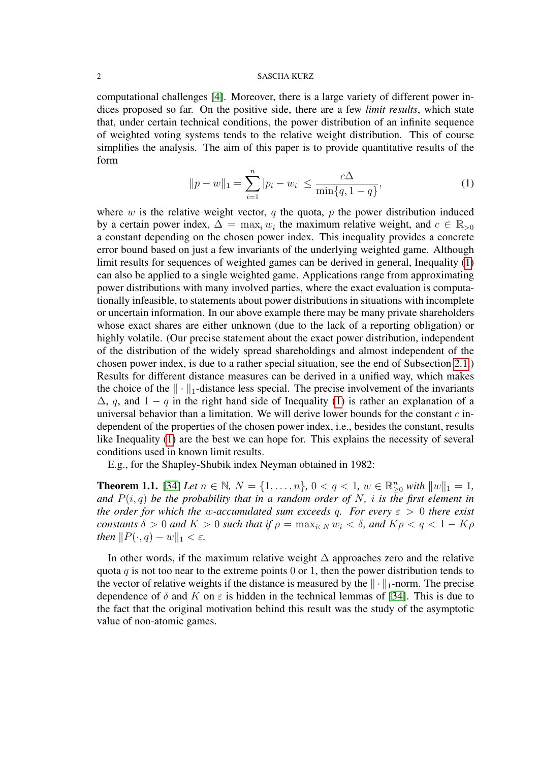computational challenges [4]. Moreover, there is a large variety of different power indices proposed so far. On the positive side, there are a few *limit results*, which state that, under certain technical conditions, the power distribution of an infinite sequence of weighted voting systems tends to the relative weight distribution. This of course simplifies the analysis. The aim of this paper is to provide quantitative results of the form

$$\|p - w\|_1 = \sum_{i=1}^{n} |p_i - w_i| \le \frac{c\Delta}{\min\{q, 1-q\}}, \tag{1}$$

where $w$ is the relative weight vector, $q$ the quota, $p$ the power distribution induced by a certain power index, $\Delta = \max_i w_i$ the maximum relative weight, and $c \in \mathbb{R}_{>0}$ a constant depending on the chosen power index. This inequality provides a concrete error bound based on just a few invariants of the underlying weighted game. Although limit results for sequences of weighted games can be derived in general, Inequality (1) can also be applied to a single weighted game. Applications range from approximating power distributions with many involved parties, where the exact evaluation is computationally infeasible, to statements about power distributions in situations with incomplete or uncertain information. In our above example there may be many private shareholders whose exact shares are either unknown (due to the lack of a reporting obligation) or highly volatile. (Our precise statement about the exact power distribution, independent of the distribution of the widely spread shareholdings and almost independent of the chosen power index, is due to a rather special situation, see the end of Subsection 2.1.) Results for different distance measures can be derived in a unified way, which makes the choice of the $\|\cdot\|_1$-distance less special. The precise involvement of the invariants $\Delta$, $q$, and $1-q$ in the right hand side of Inequality (1) is rather an explanation of a universal behavior than a limitation. We will derive lower bounds for the constant $c$ independent of the properties of the chosen power index, i.e., besides the constant, results like Inequality (1) are the best we can hope for. This explains the necessity of several conditions used in known limit results.

E.g., for the Shapley-Shubik index Neyman obtained in 1982:

**Theorem 1.1.** [34] *Let $n \in \mathbb{N}$, $N = \{1, \dots, n\}$, $0 < q < 1$, $w \in \mathbb{R}^n_{\ge 0}$ with $\|w\|_1 = 1$, and $P(i, q)$ be the probability that in a random order of $N$, $i$ is the first element in the order for which the $w$-accumulated sum exceeds $q$. For every $\varepsilon > 0$ there exist constants $\delta > 0$ and $K > 0$ such that if $\rho = \max_{i \in N} w_i < \delta$, and $K\rho < q < 1 - K\rho$ then $\|P(\cdot, q) - w\|_1 < \varepsilon$.*

In other words, if the maximum relative weight $\Delta$ approaches zero and the relative quota $q$ is not too near to the extreme points $0$ or $1$, then the power distribution tends to the vector of relative weights if the distance is measured by the $\|\cdot\|_1$-norm. The precise dependence of $\delta$ and $K$ on $\varepsilon$ is hidden in the technical lemmas of [34]. This is due to the fact that the original motivation behind this result was the study of the asymptotic value of non-atomic games.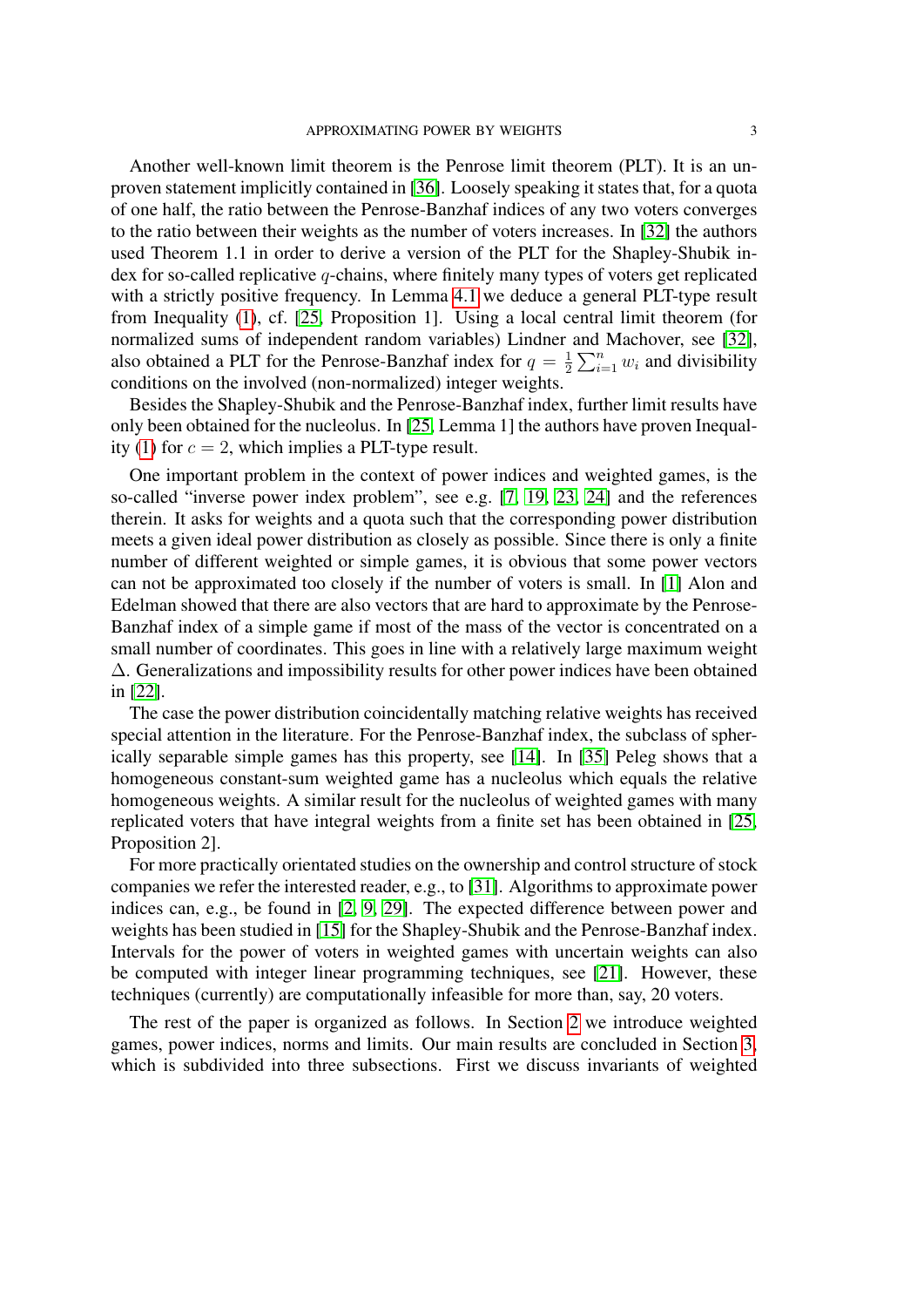Another well-known limit theorem is the Penrose limit theorem (PLT). It is an unproven statement implicitly contained in [36]. Loosely speaking it states that, for a quota of one half, the ratio between the Penrose-Banzhaf indices of any two voters converges to the ratio between their weights as the number of voters increases. In [32] the authors used Theorem 1.1 in order to derive a version of the PLT for the Shapley-Shubik index for so-called replicative $q$-chains, where finitely many types of voters get replicated with a strictly positive frequency. In Lemma 4.1 we deduce a general PLT-type result from Inequality (1), cf. [25, Proposition 1]. Using a local central limit theorem (for normalized sums of independent random variables) Lindner and Machover, see [32], also obtained a PLT for the Penrose-Banzhaf index for $q = \frac{1}{2}\sum_{i=1}^{n} w_i$ and divisibility conditions on the involved (non-normalized) integer weights.

Besides the Shapley-Shubik and the Penrose-Banzhaf index, further limit results have only been obtained for the nucleolus. In [25, Lemma 1] the authors have proven Inequality (1) for $c = 2$, which implies a PLT-type result.

One important problem in the context of power indices and weighted games, is the so-called "inverse power index problem", see e.g. [7, 19, 23, 24] and the references therein. It asks for weights and a quota such that the corresponding power distribution meets a given ideal power distribution as closely as possible. Since there is only a finite number of different weighted or simple games, it is obvious that some power vectors can not be approximated too closely if the number of voters is small. In [1] Alon and Edelman showed that there are also vectors that are hard to approximate by the Penrose-Banzhaf index of a simple game if most of the mass of the vector is concentrated on a small number of coordinates. This goes in line with a relatively large maximum weight $\Delta$. Generalizations and impossibility results for other power indices have been obtained in [22].

The case the power distribution coincidentally matching relative weights has received special attention in the literature. For the Penrose-Banzhaf index, the subclass of spherically separable simple games has this property, see [14]. In [35] Peleg shows that a homogeneous constant-sum weighted game has a nucleolus which equals the relative homogeneous weights. A similar result for the nucleolus of weighted games with many replicated voters that have integral weights from a finite set has been obtained in [25, Proposition 2].

For more practically orientated studies on the ownership and control structure of stock companies we refer the interested reader, e.g., to [31]. Algorithms to approximate power indices can, e.g., be found in [2, 9, 29]. The expected difference between power and weights has been studied in [15] for the Shapley-Shubik and the Penrose-Banzhaf index. Intervals for the power of voters in weighted games with uncertain weights can also be computed with integer linear programming techniques, see [21]. However, these techniques (currently) are computationally infeasible for more than, say, 20 voters.

The rest of the paper is organized as follows. In Section 2 we introduce weighted games, power indices, norms and limits. Our main results are concluded in Section 3, which is subdivided into three subsections. First we discuss invariants of weighted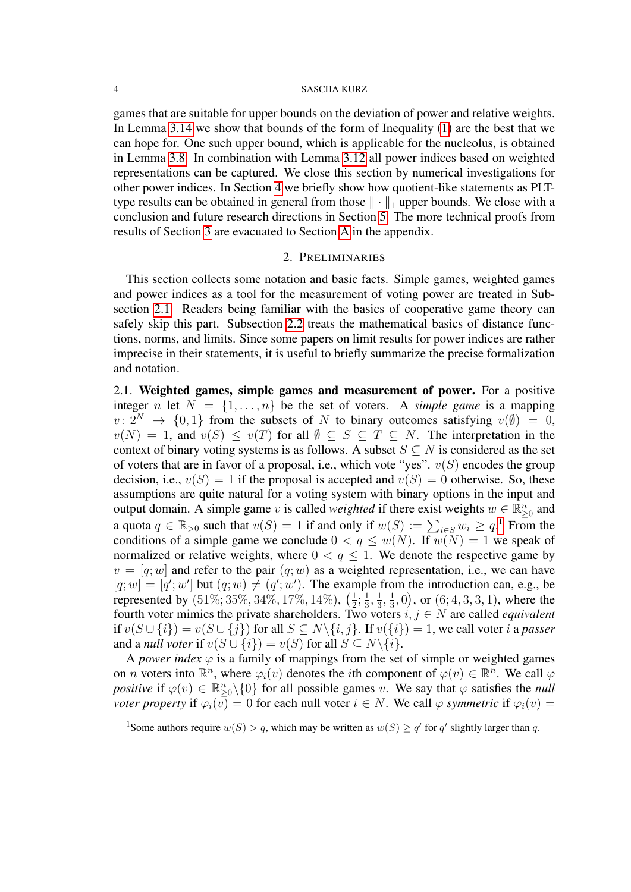games that are suitable for upper bounds on the deviation of power and relative weights. In Lemma 3.14 we show that bounds of the form of Inequality (1) are the best that we can hope for. One such upper bound, which is applicable for the nucleolus, is obtained in Lemma 3.8. In combination with Lemma 3.12 all power indices based on weighted representations can be captured. We close this section by numerical investigations for other power indices. In Section 4 we briefly show how quotient-like statements as PLT-type results can be obtained in general from those $\|\cdot\|_1$ upper bounds. We close with a conclusion and future research directions in Section 5. The more technical proofs from results of Section 3 are evacuated to Section A in the appendix.

## 2. Preliminaries

This section collects some notation and basic facts. Simple games, weighted games and power indices as a tool for the measurement of voting power are treated in Subsection 2.1. Readers being familiar with the basics of cooperative game theory can safely skip this part. Subsection 2.2 treats the mathematical basics of distance functions, norms, and limits. Since some papers on limit results for power indices are rather imprecise in their statements, it is useful to briefly summarize the precise formalization and notation.

### 2.1. Weighted games, simple games and measurement of power.

For a positive integer $n$ let $N = \{1, \dots, n\}$ be the set of voters. A *simple game* is a mapping $v\colon 2^N \to \{0, 1\}$ from the subsets of $N$ to binary outcomes satisfying $v(\emptyset) = 0$, $v(N) = 1$, and $v(S) \le v(T)$ for all $\emptyset \subseteq S \subseteq T \subseteq N$. The interpretation in the context of binary voting systems is as follows. A subset $S \subseteq N$ is considered as the set of voters that are in favor of a proposal, i.e., which vote "yes". $v(S)$ encodes the group decision, i.e., $v(S) = 1$ if the proposal is accepted and $v(S) = 0$ otherwise. So, these assumptions are quite natural for a voting system with binary options in the input and output domain. A simple game $v$ is called *weighted* if there exist weights $w \in \mathbb{R}^n_{\ge 0}$ and a quota $q \in \mathbb{R}_{>0}$ such that $v(S) = 1$ if and only if $w(S) := \sum_{i \in S} w_i \ge q$.[1] From the conditions of a simple game we conclude $0 < q \le w(N)$. If $w(N) = 1$ we speak of normalized or relative weights, where $0 < q \le 1$. We denote the respective game by $v = [q; w]$ and refer to the pair $(q; w)$ as a weighted representation, i.e., we can have $[q; w] = [q'; w']$ but $(q; w) \ne (q'; w')$. The example from the introduction can, e.g., be represented by $(51\%; 35\%, 34\%, 17\%, 14\%)$, $\left(\frac{1}{2}; \frac{1}{3}, \frac{1}{3}, \frac{1}{3}, 0\right)$, or $(6; 4, 3, 3, 1)$, where the fourth voter mimics the private shareholders. Two voters $i, j \in N$ are called *equivalent* if $v(S \cup \{i\}) = v(S \cup \{j\})$ for all $S \subseteq N \backslash \{i, j\}$. If $v(\{i\}) = 1$, we call voter $i$ a *passer* and a *null voter* if $v(S \cup \{i\}) = v(S)$ for all $S \subseteq N \backslash \{i\}$.

A *power index* $\varphi$ is a family of mappings from the set of simple or weighted games on $n$ voters into $\mathbb{R}^n$, where $\varphi_i(v)$ denotes the $i$th component of $\varphi(v) \in \mathbb{R}^n$. We call $\varphi$ *positive* if $\varphi(v) \in \mathbb{R}^n_{\ge 0} \backslash \{0\}$ for all possible games $v$. We say that $\varphi$ satisfies the *null voter property* if $\varphi_i(v) = 0$ for each null voter $i \in N$. We call $\varphi$ *symmetric* if $\varphi_i(v) =$

[1] Some authors require $w(S) > q$, which may be written as $w(S) \ge q'$ for $q'$ slightly larger than $q$.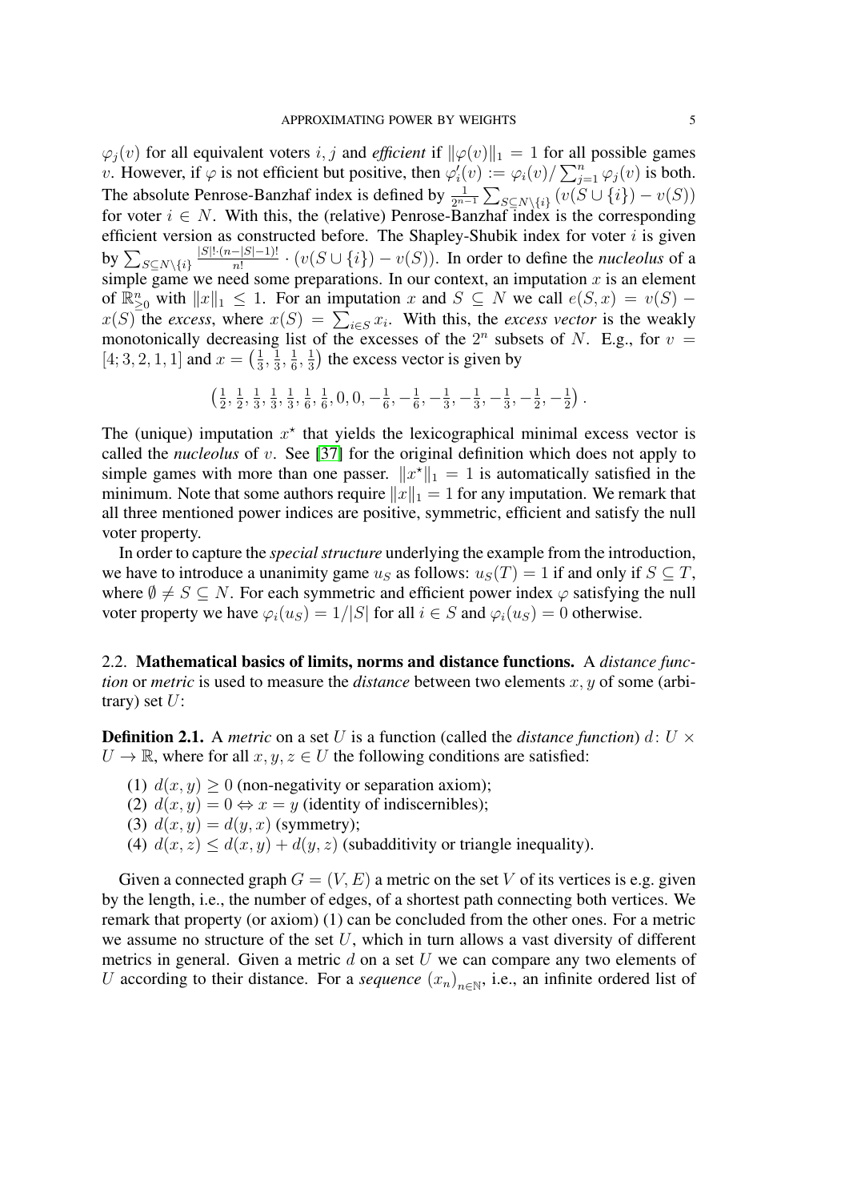$\varphi_j(v)$ for all equivalent voters $i, j$ and *efficient* if $\|\varphi(v)\|_1 = 1$ for all possible games $v$. However, if $\varphi$ is not efficient but positive, then $\varphi_i'(v) := \varphi_i(v)/\sum_{j=1}^n \varphi_j(v)$ is both. The absolute Penrose-Banzhaf index is defined by $\frac{1}{2^{n-1}} \sum_{S \subseteq N \setminus \{i\}} (v(S \cup \{i\}) - v(S))$ for voter $i \in N$. With this, the (relative) Penrose-Banzhaf index is the corresponding efficient version as constructed before. The Shapley-Shubik index for voter $i$ is given by $\sum_{S \subseteq N \setminus \{i\}} \frac{|S|! \cdot (n-|S|-1)!}{n!} \cdot (v(S \cup \{i\}) - v(S))$. In order to define the *nucleolus* of a simple game we need some preparations. In our context, an imputation $x$ is an element of $\mathbb{R}^n_{\geq 0}$ with $\|x\|_1 \leq 1$. For an imputation $x$ and $S \subseteq N$ we call $e(S, x) = v(S) - x(S)$ the *excess*, where $x(S) = \sum_{i \in S} x_i$. With this, the *excess vector* is the weakly monotonically decreasing list of the excesses of the $2^n$ subsets of $N$. E.g., for $v = [4; 3, 2, 1, 1]$ and $x = \left(\frac{1}{3}, \frac{1}{3}, \frac{1}{6}, \frac{1}{3}\right)$ the excess vector is given by

$$\left(\tfrac{1}{2}, \tfrac{1}{2}, \tfrac{1}{3}, \tfrac{1}{3}, \tfrac{1}{3}, \tfrac{1}{6}, \tfrac{1}{6}, 0, 0, -\tfrac{1}{6}, -\tfrac{1}{6}, -\tfrac{1}{3}, -\tfrac{1}{3}, -\tfrac{1}{3}, -\tfrac{1}{2}, -\tfrac{1}{2}\right).$$

The (unique) imputation $x^\star$ that yields the lexicographical minimal excess vector is called the *nucleolus* of $v$. See [37] for the original definition which does not apply to simple games with more than one passer. $\|x^\star\|_1 = 1$ is automatically satisfied in the minimum. Note that some authors require $\|x\|_1 = 1$ for any imputation. We remark that all three mentioned power indices are positive, symmetric, efficient and satisfy the null voter property.

In order to capture the *special structure* underlying the example from the introduction, we have to introduce a unanimity game $u_S$ as follows: $u_S(T) = 1$ if and only if $S \subseteq T$, where $\emptyset \neq S \subseteq N$. For each symmetric and efficient power index $\varphi$ satisfying the null voter property we have $\varphi_i(u_S) = 1/|S|$ for all $i \in S$ and $\varphi_i(u_S) = 0$ otherwise.

### 2.2. **Mathematical basics of limits, norms and distance functions.**

A *distance function* or *metric* is used to measure the *distance* between two elements $x, y$ of some (arbitrary) set $U$:

**Definition 2.1.** A *metric* on a set $U$ is a function (called the *distance function*) $d\colon U \times U \to \mathbb{R}$, where for all $x, y, z \in U$ the following conditions are satisfied:

1. $d(x, y) \geq 0$ (non-negativity or separation axiom);
2. $d(x, y) = 0 \Leftrightarrow x = y$ (identity of indiscernibles);
3. $d(x, y) = d(y, x)$ (symmetry);
4. $d(x, z) \leq d(x, y) + d(y, z)$ (subadditivity or triangle inequality).

Given a connected graph $G = (V, E)$ a metric on the set $V$ of its vertices is e.g. given by the length, i.e., the number of edges, of a shortest path connecting both vertices. We remark that property (or axiom) (1) can be concluded from the other ones. For a metric we assume no structure of the set $U$, which in turn allows a vast diversity of different metrics in general. Given a metric $d$ on a set $U$ we can compare any two elements of $U$ according to their distance. For a *sequence* $(x_n)_{n \in \mathbb{N}}$, i.e., an infinite ordered list of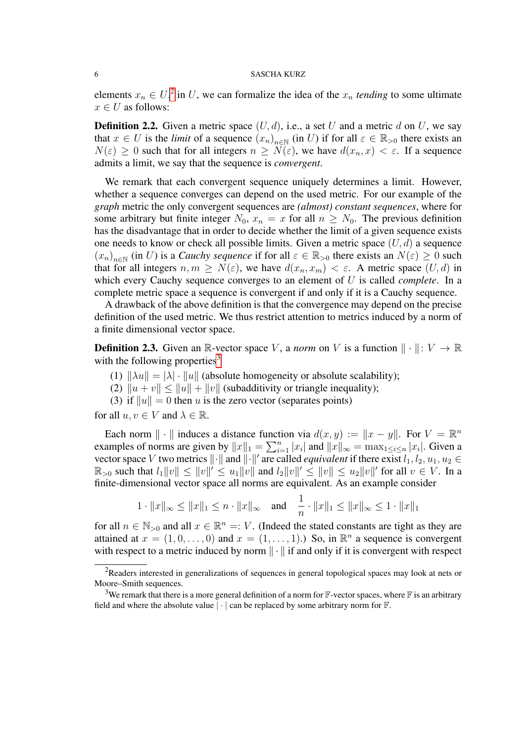elements $x_n \in U$,[2] in $U$, we can formalize the idea of the $x_n$ *tending* to some ultimate $x \in U$ as follows:

**Definition 2.2.** Given a metric space $(U, d)$, i.e., a set $U$ and a metric $d$ on $U$, we say that $x \in U$ is the *limit* of a sequence $(x_n)_{n \in \mathbb{N}}$ (in $U$) if for all $\varepsilon \in \mathbb{R}_{>0}$ there exists an $N(\varepsilon) \geq 0$ such that for all integers $n \geq N(\varepsilon)$, we have $d(x_n, x) < \varepsilon$. If a sequence admits a limit, we say that the sequence is *convergent*.

We remark that each convergent sequence uniquely determines a limit. However, whether a sequence converges can depend on the used metric. For our example of the *graph* metric the only convergent sequences are *(almost) constant sequences*, where for some arbitrary but finite integer $N_0$, $x_n = x$ for all $n \geq N_0$. The previous definition has the disadvantage that in order to decide whether the limit of a given sequence exists one needs to know or check all possible limits. Given a metric space $(U, d)$ a sequence $(x_n)_{n \in \mathbb{N}}$ (in $U$) is a *Cauchy sequence* if for all $\varepsilon \in \mathbb{R}_{>0}$ there exists an $N(\varepsilon) \geq 0$ such that for all integers $n, m \geq N(\varepsilon)$, we have $d(x_n, x_m) < \varepsilon$. A metric space $(U, d)$ in which every Cauchy sequence converges to an element of $U$ is called *complete*. In a complete metric space a sequence is convergent if and only if it is a Cauchy sequence.

A drawback of the above definition is that the convergence may depend on the precise definition of the used metric. We thus restrict attention to metrics induced by a norm of a finite dimensional vector space.

**Definition 2.3.** Given an $\mathbb{R}$-vector space $V$, a *norm* on $V$ is a function $\|\cdot\| \colon V \to \mathbb{R}$ with the following properties[3]

1. $\|\lambda u\| = |\lambda| \cdot \|u\|$ (absolute homogeneity or absolute scalability);
2. $\|u + v\| \leq \|u\| + \|v\|$ (subadditivity or triangle inequality);
3. if $\|u\| = 0$ then $u$ is the zero vector (separates points)

for all $u, v \in V$ and $\lambda \in \mathbb{R}$.

Each norm $\|\cdot\|$ induces a distance function via $d(x, y) := \|x - y\|$. For $V = \mathbb{R}^n$ examples of norms are given by $\|x\|_1 = \sum_{i=1}^{n} |x_i|$ and $\|x\|_\infty = \max_{1 \leq i \leq n} |x_i|$. Given a vector space $V$ two metrics $\|\cdot\|$ and $\|\cdot\|'$ are called *equivalent* if there exist $l_1, l_2, u_1, u_2 \in \mathbb{R}_{>0}$ such that $l_1 \|v\| \leq \|v\|' \leq u_1 \|v\|$ and $l_2 \|v\|' \leq \|v\| \leq u_2 \|v\|'$ for all $v \in V$. In a finite-dimensional vector space all norms are equivalent. As an example consider

$$1 \cdot \|x\|_\infty \leq \|x\|_1 \leq n \cdot \|x\|_\infty \quad \text{and} \quad \frac{1}{n} \cdot \|x\|_1 \leq \|x\|_\infty \leq 1 \cdot \|x\|_1$$

for all $n \in \mathbb{N}_{>0}$ and all $x \in \mathbb{R}^n =: V$. (Indeed the stated constants are tight as they are attained at $x = (1, 0, \ldots, 0)$ and $x = (1, \ldots, 1)$.) So, in $\mathbb{R}^n$ a sequence is convergent with respect to a metric induced by norm $\|\cdot\|$ if and only if it is convergent with respect

---

[2] Readers interested in generalizations of sequences in general topological spaces may look at nets or Moore–Smith sequences.

[3] We remark that there is a more general definition of a norm for $\mathbb{F}$-vector spaces, where $\mathbb{F}$ is an arbitrary field and where the absolute value $|\cdot|$ can be replaced by some arbitrary norm for $\mathbb{F}$.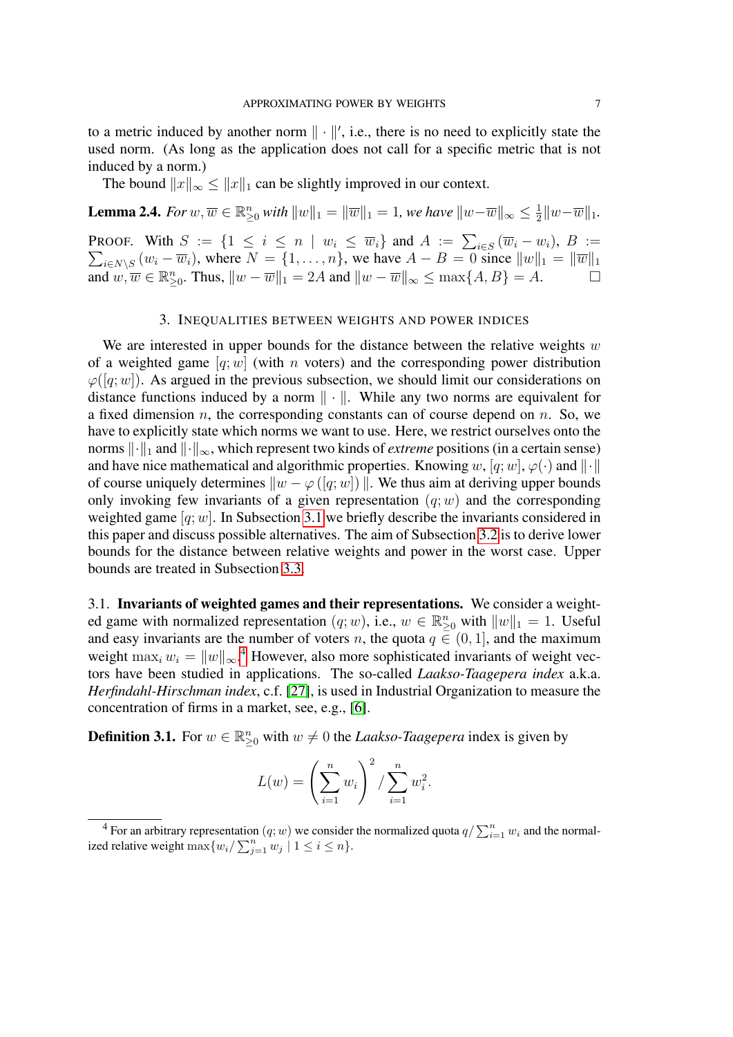to a metric induced by another norm $\|\cdot\|'$, i.e., there is no need to explicitly state the used norm. (As long as the application does not call for a specific metric that is not induced by a norm.)

The bound $\|x\|_\infty \le \|x\|_1$ can be slightly improved in our context.

**Lemma 2.4.** *For $w, \overline{w} \in \mathbb{R}^n_{\ge 0}$ with $\|w\|_1 = \|\overline{w}\|_1 = 1$, we have $\|w - \overline{w}\|_\infty \le \frac{1}{2}\|w - \overline{w}\|_1$.*

PROOF. With $S := \{1 \le i \le n \mid w_i \le \overline{w}_i\}$ and $A := \sum_{i \in S} (\overline{w}_i - w_i)$, $B := \sum_{i \in N \setminus S} (w_i - \overline{w}_i)$, where $N = \{1, \ldots, n\}$, we have $A - B = 0$ since $\|w\|_1 = \|\overline{w}\|_1$ and $w, \overline{w} \in \mathbb{R}^n_{\ge 0}$. Thus, $\|w - \overline{w}\|_1 = 2A$ and $\|w - \overline{w}\|_\infty \le \max\{A, B\} = A$. □

## 3. Inequalities between weights and power indices

We are interested in upper bounds for the distance between the relative weights $w$ of a weighted game $[q; w]$ (with $n$ voters) and the corresponding power distribution $\varphi([q; w])$. As argued in the previous subsection, we should limit our considerations on distance functions induced by a norm $\|\cdot\|$. While any two norms are equivalent for a fixed dimension $n$, the corresponding constants can of course depend on $n$. So, we have to explicitly state which norms we want to use. Here, we restrict ourselves onto the norms $\|\cdot\|_1$ and $\|\cdot\|_\infty$, which represent two kinds of *extreme* positions (in a certain sense) and have nice mathematical and algorithmic properties. Knowing $w$, $[q; w]$, $\varphi(\cdot)$ and $\|\cdot\|$ of course uniquely determines $\|w - \varphi([q; w])\|$. We thus aim at deriving upper bounds only invoking few invariants of a given representation $(q; w)$ and the corresponding weighted game $[q; w]$. In Subsection 3.1 we briefly describe the invariants considered in this paper and discuss possible alternatives. The aim of Subsection 3.2 is to derive lower bounds for the distance between relative weights and power in the worst case. Upper bounds are treated in Subsection 3.3.

### 3.1. Invariants of weighted games and their representations.

We consider a weighted game with normalized representation $(q; w)$, i.e., $w \in \mathbb{R}^n_{\ge 0}$ with $\|w\|_1 = 1$. Useful and easy invariants are the number of voters $n$, the quota $q \in (0, 1]$, and the maximum weight $\max_i w_i = \|w\|_\infty$.[4] However, also more sophisticated invariants of weight vectors have been studied in applications. The so-called *Laakso-Taagepera index* a.k.a. *Herfindahl-Hirschman index*, c.f. [27], is used in Industrial Organization to measure the concentration of firms in a market, see, e.g., [6].

**Definition 3.1.** For $w \in \mathbb{R}^n_{\ge 0}$ with $w \ne 0$ the *Laakso-Taagepera* index is given by

$$L(w) = \left(\sum_{i=1}^n w_i\right)^2 / \sum_{i=1}^n w_i^2.$$

[4] For an arbitrary representation $(q; w)$ we consider the normalized quota $q / \sum_{i=1}^n w_i$ and the normalized relative weight $\max\{w_i / \sum_{j=1}^n w_j \mid 1 \le i \le n\}$.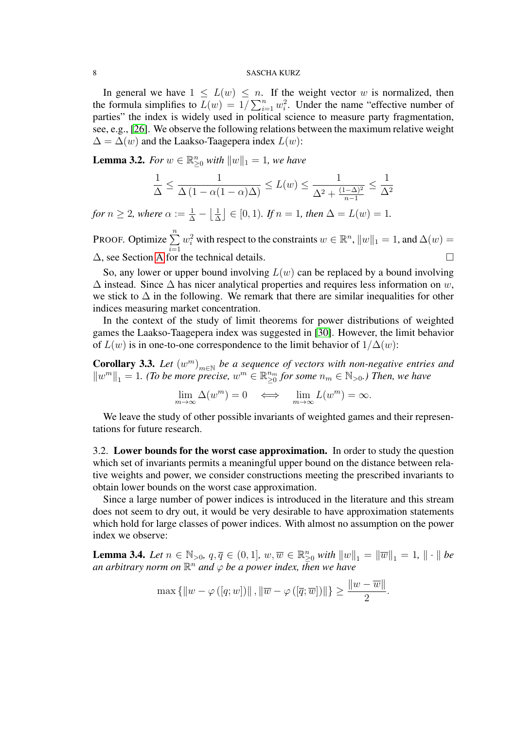In general we have $1 \le L(w) \le n$. If the weight vector $w$ is normalized, then the formula simplifies to $L(w) = 1/\sum_{i=1}^n w_i^2$. Under the name "effective number of parties" the index is widely used in political science to measure party fragmentation, see, e.g., [26]. We observe the following relations between the maximum relative weight $\Delta = \Delta(w)$ and the Laakso-Taagepera index $L(w)$:

**Lemma 3.2.** *For $w \in \mathbb{R}^n_{\ge 0}$ with $\|w\|_1 = 1$, we have*

$$\frac{1}{\Delta} \le \frac{1}{\Delta\left(1 - \alpha(1-\alpha)\Delta\right)} \le L(w) \le \frac{1}{\Delta^2 + \frac{(1-\Delta)^2}{n-1}} \le \frac{1}{\Delta^2}$$

*for $n \ge 2$, where $\alpha := \frac{1}{\Delta} - \left\lfloor \frac{1}{\Delta} \right\rfloor \in [0,1)$. If $n = 1$, then $\Delta = L(w) = 1$.*

PROOF. Optimize $\sum\limits_{i=1}^n w_i^2$ with respect to the constraints $w \in \mathbb{R}^n$, $\|w\|_1 = 1$, and $\Delta(w) = \Delta$, see Section A for the technical details. □

So, any lower or upper bound involving $L(w)$ can be replaced by a bound involving $\Delta$ instead. Since $\Delta$ has nicer analytical properties and requires less information on $w$, we stick to $\Delta$ in the following. We remark that there are similar inequalities for other indices measuring market concentration.

In the context of the study of limit theorems for power distributions of weighted games the Laakso-Taagepera index was suggested in [30]. However, the limit behavior of $L(w)$ is in one-to-one correspondence to the limit behavior of $1/\Delta(w)$:

**Corollary 3.3.** *Let $(w^m)_{m\in\mathbb{N}}$ be a sequence of vectors with non-negative entries and $\|w^m\|_1 = 1$. (To be more precise, $w^m \in \mathbb{R}^{n_m}_{\ge 0}$ for some $n_m \in \mathbb{N}_{>0}$.) Then, we have*

$$\lim_{m\to\infty} \Delta(w^m) = 0 \quad \Longleftrightarrow \quad \lim_{m\to\infty} L(w^m) = \infty.$$

We leave the study of other possible invariants of weighted games and their representations for future research.

### 3.2. Lower bounds for the worst case approximation.

In order to study the question which set of invariants permits a meaningful upper bound on the distance between relative weights and power, we consider constructions meeting the prescribed invariants to obtain lower bounds on the worst case approximation.

Since a large number of power indices is introduced in the literature and this stream does not seem to dry out, it would be very desirable to have approximation statements which hold for large classes of power indices. With almost no assumption on the power index we observe:

**Lemma 3.4.** *Let $n \in \mathbb{N}_{>0}$, $q, \overline{q} \in (0,1]$, $w, \overline{w} \in \mathbb{R}^n_{\ge 0}$ with $\|w\|_1 = \|\overline{w}\|_1 = 1$, $\|\cdot\|$ be an arbitrary norm on $\mathbb{R}^n$ and $\varphi$ be a power index, then we have*

$$\max\left\{\|w - \varphi([q;w])\|, \|\overline{w} - \varphi([\overline{q};\overline{w}])\|\right\} \ge \frac{\|w - \overline{w}\|}{2}.$$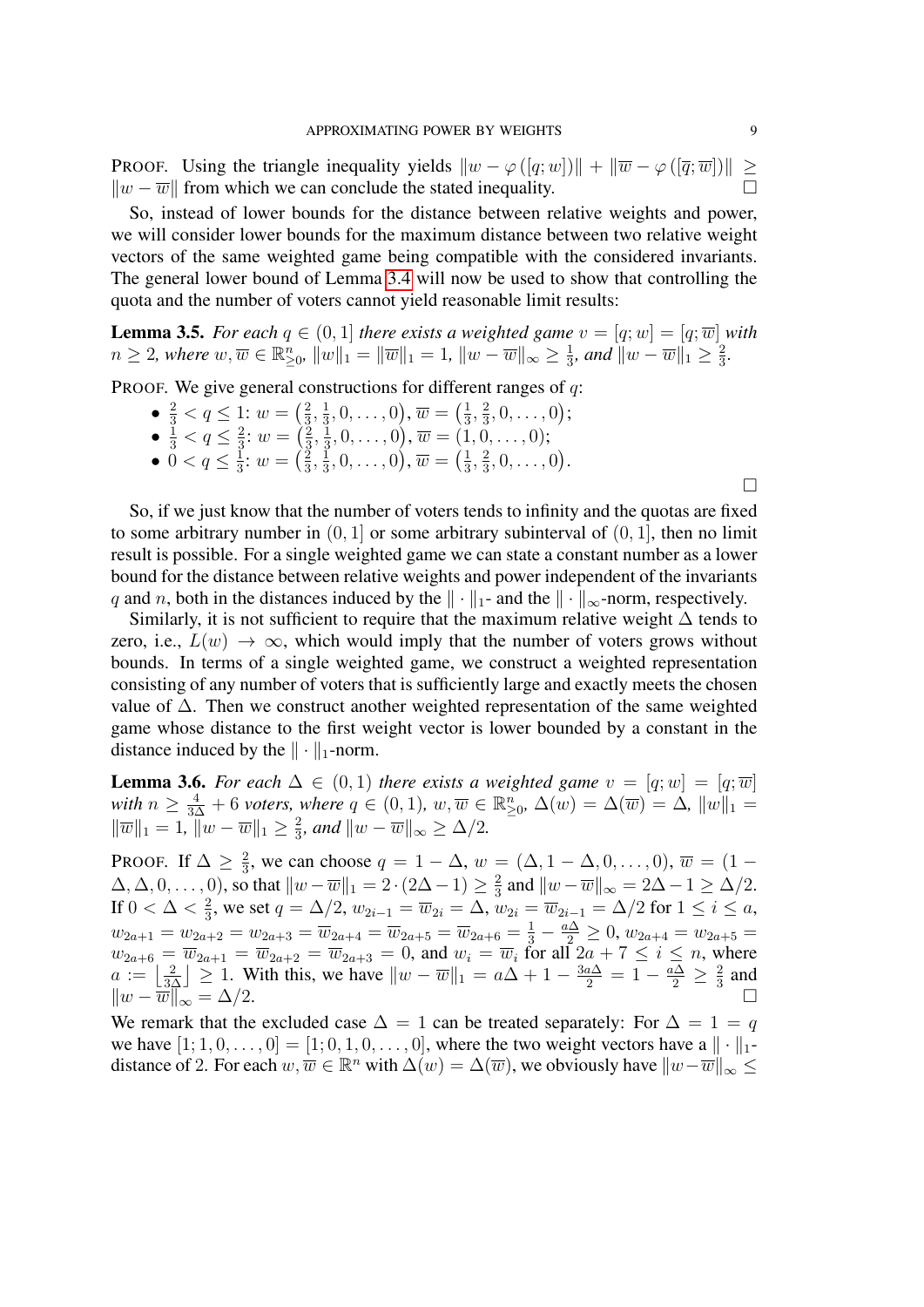PROOF. Using the triangle inequality yields $\|w - \varphi([q; w])\| + \|\overline{w} - \varphi([\overline{q}; \overline{w}])\| \geq \|w - \overline{w}\|$ from which we can conclude the stated inequality. $\square$

So, instead of lower bounds for the distance between relative weights and power, we will consider lower bounds for the maximum distance between two relative weight vectors of the same weighted game being compatible with the considered invariants. The general lower bound of Lemma 3.4 will now be used to show that controlling the quota and the number of voters cannot yield reasonable limit results:

**Lemma 3.5.** *For each $q \in (0, 1]$ there exists a weighted game $v = [q; w] = [q; \overline{w}]$ with $n \geq 2$, where $w, \overline{w} \in \mathbb{R}^n_{\geq 0}$, $\|w\|_1 = \|\overline{w}\|_1 = 1$, $\|w - \overline{w}\|_\infty \geq \frac{1}{3}$, and $\|w - \overline{w}\|_1 \geq \frac{2}{3}$.*

PROOF. We give general constructions for different ranges of $q$:

- $\frac{2}{3} < q \leq 1$: $w = \left(\frac{2}{3}, \frac{1}{3}, 0, \ldots, 0\right)$, $\overline{w} = \left(\frac{1}{3}, \frac{2}{3}, 0, \ldots, 0\right)$;
- $\frac{1}{3} < q \leq \frac{2}{3}$: $w = \left(\frac{2}{3}, \frac{1}{3}, 0, \ldots, 0\right)$, $\overline{w} = (1, 0, \ldots, 0)$;
- $0 < q \leq \frac{1}{3}$: $w = \left(\frac{2}{3}, \frac{1}{3}, 0, \ldots, 0\right)$, $\overline{w} = \left(\frac{1}{3}, \frac{2}{3}, 0, \ldots, 0\right)$.

$\square$

So, if we just know that the number of voters tends to infinity and the quotas are fixed to some arbitrary number in $(0, 1]$ or some arbitrary subinterval of $(0, 1]$, then no limit result is possible. For a single weighted game we can state a constant number as a lower bound for the distance between relative weights and power independent of the invariants $q$ and $n$, both in the distances induced by the $\|\cdot\|_1$- and the $\|\cdot\|_\infty$-norm, respectively.

Similarly, it is not sufficient to require that the maximum relative weight $\Delta$ tends to zero, i.e., $L(w) \to \infty$, which would imply that the number of voters grows without bounds. In terms of a single weighted game, we construct a weighted representation consisting of any number of voters that is sufficiently large and exactly meets the chosen value of $\Delta$. Then we construct another weighted representation of the same weighted game whose distance to the first weight vector is lower bounded by a constant in the distance induced by the $\|\cdot\|_1$-norm.

**Lemma 3.6.** *For each $\Delta \in (0, 1)$ there exists a weighted game $v = [q; w] = [q; \overline{w}]$ with $n \geq \frac{4}{3\Delta} + 6$ voters, where $q \in (0, 1)$, $w, \overline{w} \in \mathbb{R}^n_{\geq 0}$, $\Delta(w) = \Delta(\overline{w}) = \Delta$, $\|w\|_1 = \|\overline{w}\|_1 = 1$, $\|w - \overline{w}\|_1 \geq \frac{2}{3}$, and $\|w - \overline{w}\|_\infty \geq \Delta/2$.*

PROOF. If $\Delta \geq \frac{2}{3}$, we can choose $q = 1 - \Delta$, $w = (\Delta, 1 - \Delta, 0, \ldots, 0)$, $\overline{w} = (1 - \Delta, \Delta, 0, \ldots, 0)$, so that $\|w - \overline{w}\|_1 = 2 \cdot (2\Delta - 1) \geq \frac{2}{3}$ and $\|w - \overline{w}\|_\infty = 2\Delta - 1 \geq \Delta/2$. If $0 < \Delta < \frac{2}{3}$, we set $q = \Delta/2$, $w_{2i-1} = \overline{w}_{2i} = \Delta$, $w_{2i} = \overline{w}_{2i-1} = \Delta/2$ for $1 \leq i \leq a$, $w_{2a+1} = w_{2a+2} = w_{2a+3} = \overline{w}_{2a+4} = \overline{w}_{2a+5} = \overline{w}_{2a+6} = \frac{1}{3} - \frac{a\Delta}{2} \geq 0$, $w_{2a+4} = w_{2a+5} = w_{2a+6} = \overline{w}_{2a+1} = \overline{w}_{2a+2} = \overline{w}_{2a+3} = 0$, and $w_i = \overline{w}_i$ for all $2a + 7 \leq i \leq n$, where $a := \left\lfloor \frac{2}{3\Delta} \right\rfloor \geq 1$. With this, we have $\|w - \overline{w}\|_1 = a\Delta + 1 - \frac{3a\Delta}{2} = 1 - \frac{a\Delta}{2} \geq \frac{2}{3}$ and $\|w - \overline{w}\|_\infty = \Delta/2$. $\square$

We remark that the excluded case $\Delta = 1$ can be treated separately: For $\Delta = 1 = q$ we have $[1; 1, 0, \ldots, 0] = [1; 0, 1, 0, \ldots, 0]$, where the two weight vectors have a $\|\cdot\|_1$-distance of 2. For each $w, \overline{w} \in \mathbb{R}^n$ with $\Delta(w) = \Delta(\overline{w})$, we obviously have $\|w - \overline{w}\|_\infty \leq$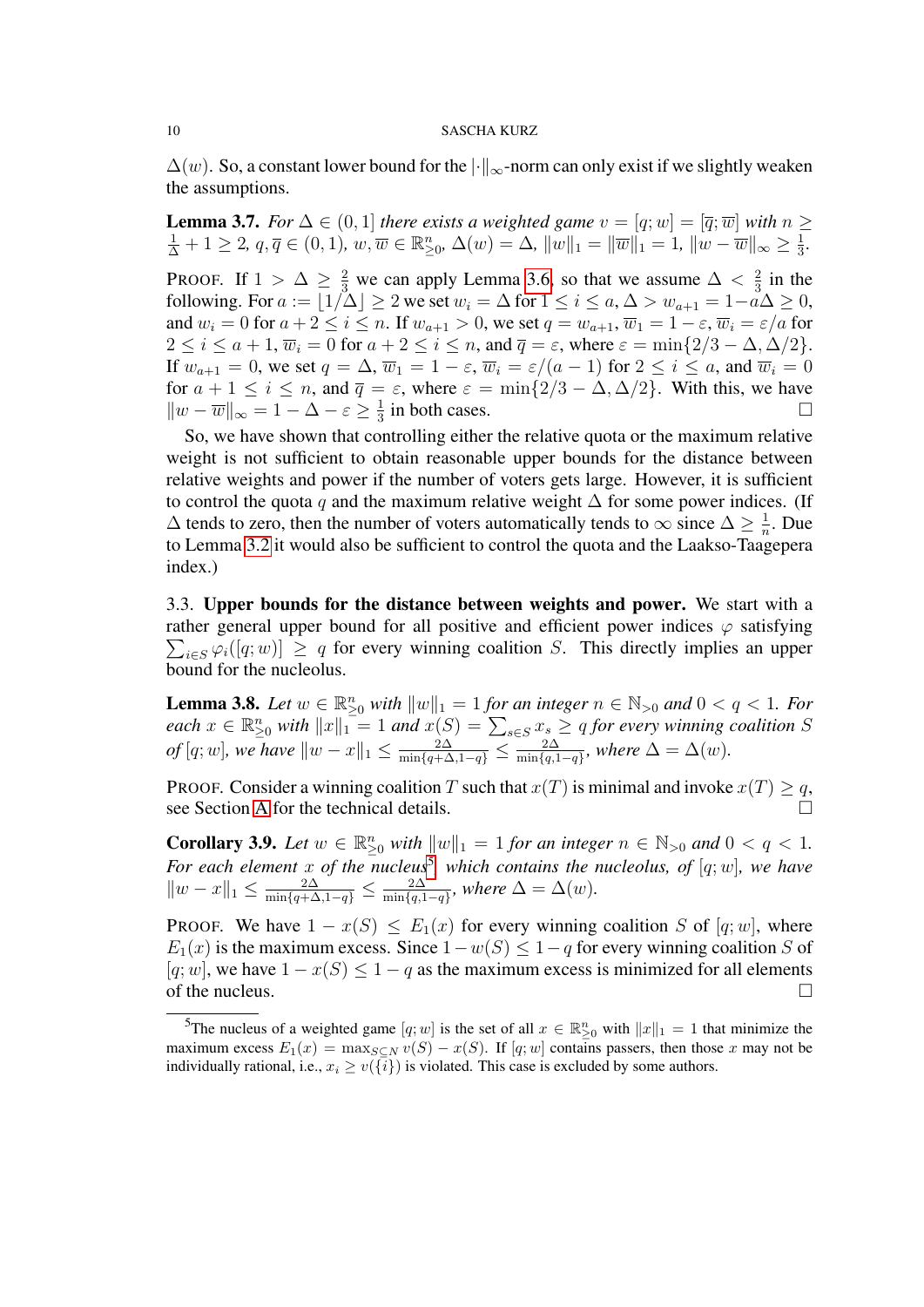$\Delta(w)$. So, a constant lower bound for the $|\cdot\|_\infty$-norm can only exist if we slightly weaken the assumptions.

**Lemma 3.7.** *For $\Delta \in (0,1]$ there exists a weighted game $v = [q;w] = [\overline{q};\overline{w}]$ with $n \ge \frac{1}{\Delta} + 1 \ge 2$, $q, \overline{q} \in (0,1)$, $w, \overline{w} \in \mathbb{R}^n_{\ge 0}$, $\Delta(w) = \Delta$, $\|w\|_1 = \|\overline{w}\|_1 = 1$, $\|w - \overline{w}\|_\infty \ge \frac{1}{3}$.*

PROOF. If $1 > \Delta \ge \frac{2}{3}$ we can apply Lemma 3.6, so that we assume $\Delta < \frac{2}{3}$ in the following. For $a := \lfloor 1/\Delta \rfloor \ge 2$ we set $w_i = \Delta$ for $1 \le i \le a$, $\Delta > w_{a+1} = 1 - a\Delta \ge 0$, and $w_i = 0$ for $a+2 \le i \le n$. If $w_{a+1} > 0$, we set $q = w_{a+1}$, $\overline{w}_1 = 1 - \varepsilon$, $\overline{w}_i = \varepsilon/a$ for $2 \le i \le a+1$, $\overline{w}_i = 0$ for $a+2 \le i \le n$, and $\overline{q} = \varepsilon$, where $\varepsilon = \min\{2/3 - \Delta, \Delta/2\}$. If $w_{a+1} = 0$, we set $q = \Delta$, $\overline{w}_1 = 1 - \varepsilon$, $\overline{w}_i = \varepsilon/(a-1)$ for $2 \le i \le a$, and $\overline{w}_i = 0$ for $a+1 \le i \le n$, and $\overline{q} = \varepsilon$, where $\varepsilon = \min\{2/3 - \Delta, \Delta/2\}$. With this, we have $\|w - \overline{w}\|_\infty = 1 - \Delta - \varepsilon \ge \frac{1}{3}$ in both cases. $\square$

So, we have shown that controlling either the relative quota or the maximum relative weight is not sufficient to obtain reasonable upper bounds for the distance between relative weights and power if the number of voters gets large. However, it is sufficient to control the quota $q$ and the maximum relative weight $\Delta$ for some power indices. (If $\Delta$ tends to zero, then the number of voters automatically tends to $\infty$ since $\Delta \ge \frac{1}{n}$. Due to Lemma 3.2 it would also be sufficient to control the quota and the Laakso-Taagepera index.)

### 3.3. Upper bounds for the distance between weights and power.

We start with a rather general upper bound for all positive and efficient power indices $\varphi$ satisfying $\sum_{i \in S} \varphi_i([q;w]) \ge q$ for every winning coalition $S$. This directly implies an upper bound for the nucleolus.

**Lemma 3.8.** *Let $w \in \mathbb{R}^n_{\ge 0}$ with $\|w\|_1 = 1$ for an integer $n \in \mathbb{N}_{>0}$ and $0 < q < 1$. For each $x \in \mathbb{R}^n_{\ge 0}$ with $\|x\|_1 = 1$ and $x(S) = \sum_{s \in S} x_s \ge q$ for every winning coalition $S$ of $[q;w]$, we have $\|w - x\|_1 \le \frac{2\Delta}{\min\{q+\Delta, 1-q\}} \le \frac{2\Delta}{\min\{q, 1-q\}}$, where $\Delta = \Delta(w)$.*

PROOF. Consider a winning coalition $T$ such that $x(T)$ is minimal and invoke $x(T) \ge q$, see Section A for the technical details. $\square$

**Corollary 3.9.** *Let $w \in \mathbb{R}^n_{\ge 0}$ with $\|w\|_1 = 1$ for an integer $n \in \mathbb{N}_{>0}$ and $0 < q < 1$. For each element $x$ of the nucleus[5], which contains the nucleolus, of $[q;w]$, we have $\|w - x\|_1 \le \frac{2\Delta}{\min\{q+\Delta, 1-q\}} \le \frac{2\Delta}{\min\{q, 1-q\}}$, where $\Delta = \Delta(w)$.*

PROOF. We have $1 - x(S) \le E_1(x)$ for every winning coalition $S$ of $[q;w]$, where $E_1(x)$ is the maximum excess. Since $1 - w(S) \le 1 - q$ for every winning coalition $S$ of $[q;w]$, we have $1 - x(S) \le 1 - q$ as the maximum excess is minimized for all elements of the nucleus. $\square$

---

[5]The nucleus of a weighted game $[q;w]$ is the set of all $x \in \mathbb{R}^n_{\ge 0}$ with $\|x\|_1 = 1$ that minimize the maximum excess $E_1(x) = \max_{S \subseteq N} v(S) - x(S)$. If $[q;w]$ contains passers, then those $x$ may not be individually rational, i.e., $x_i \ge v(\{i\})$ is violated. This case is excluded by some authors.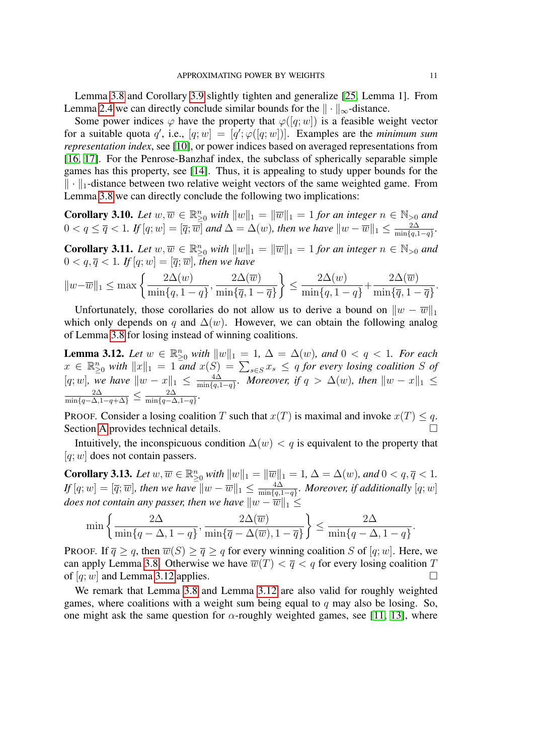Lemma 3.8 and Corollary 3.9 slightly tighten and generalize [25, Lemma 1]. From Lemma 2.4 we can directly conclude similar bounds for the $\|\cdot\|_\infty$-distance.

Some power indices $\varphi$ have the property that $\varphi([q;w])$ is a feasible weight vector for a suitable quota $q'$, i.e., $[q;w] = [q';\varphi([q;w])]$. Examples are the *minimum sum representation index*, see [10], or power indices based on averaged representations from [16, 17]. For the Penrose-Banzhaf index, the subclass of spherically separable simple games has this property, see [14]. Thus, it is appealing to study upper bounds for the $\|\cdot\|_1$-distance between two relative weight vectors of the same weighted game. From Lemma 3.8 we can directly conclude the following two implications:

**Corollary 3.10.** *Let $w, \overline{w} \in \mathbb{R}^n_{\ge 0}$ with $\|w\|_1 = \|\overline{w}\|_1 = 1$ for an integer $n \in \mathbb{N}_{>0}$ and $0 < q \le \overline{q} < 1$. If $[q;w] = [\overline{q};\overline{w}]$ and $\Delta = \Delta(w)$, then we have $\|w - \overline{w}\|_1 \le \frac{2\Delta}{\min\{q,1-q\}}$.*

**Corollary 3.11.** *Let $w, \overline{w} \in \mathbb{R}^n_{\ge 0}$ with $\|w\|_1 = \|\overline{w}\|_1 = 1$ for an integer $n \in \mathbb{N}_{>0}$ and $0 < q, \overline{q} < 1$. If $[q;w] = [\overline{q};\overline{w}]$, then we have*

$$\|w-\overline{w}\|_1 \le \max\left\{\frac{2\Delta(w)}{\min\{q,1-q\}}, \frac{2\Delta(\overline{w})}{\min\{\overline{q},1-\overline{q}\}}\right\} \le \frac{2\Delta(w)}{\min\{q,1-q\}} + \frac{2\Delta(\overline{w})}{\min\{\overline{q},1-\overline{q}\}}.$$

Unfortunately, those corollaries do not allow us to derive a bound on $\|w - \overline{w}\|_1$ which only depends on $q$ and $\Delta(w)$. However, we can obtain the following analog of Lemma 3.8 for losing instead of winning coalitions.

**Lemma 3.12.** *Let $w \in \mathbb{R}^n_{\ge 0}$ with $\|w\|_1 = 1$, $\Delta = \Delta(w)$, and $0 < q < 1$. For each $x \in \mathbb{R}^n_{\ge 0}$ with $\|x\|_1 = 1$ and $x(S) = \sum_{s\in S} x_s \le q$ for every losing coalition $S$ of $[q;w]$, we have $\|w - x\|_1 \le \frac{4\Delta}{\min\{q,1-q\}}$. Moreover, if $q > \Delta(w)$, then $\|w - x\|_1 \le \frac{2\Delta}{\min\{q-\Delta,1-q+\Delta\}} \le \frac{2\Delta}{\min\{q-\Delta,1-q\}}$.*

PROOF. Consider a losing coalition $T$ such that $x(T)$ is maximal and invoke $x(T) \le q$. Section A provides technical details. □

Intuitively, the inconspicuous condition $\Delta(w) < q$ is equivalent to the property that $[q;w]$ does not contain passers.

**Corollary 3.13.** *Let $w, \overline{w} \in \mathbb{R}^n_{\ge 0}$ with $\|w\|_1 = \|\overline{w}\|_1 = 1$, $\Delta = \Delta(w)$, and $0 < q, \overline{q} < 1$. If $[q;w] = [\overline{q};\overline{w}]$, then we have $\|w - \overline{w}\|_1 \le \frac{4\Delta}{\min\{q,1-q\}}$. Moreover, if additionally $[q;w]$ does not contain any passer, then we have $\|w - \overline{w}\|_1 \le$*

$$\min\left\{\frac{2\Delta}{\min\{q-\Delta,1-q\}}, \frac{2\Delta(\overline{w})}{\min\{\overline{q}-\Delta(\overline{w}),1-\overline{q}\}}\right\} \le \frac{2\Delta}{\min\{q-\Delta,1-q\}}.$$

PROOF. If $\overline{q} \ge q$, then $\overline{w}(S) \ge \overline{q} \ge q$ for every winning coalition $S$ of $[q;w]$. Here, we can apply Lemma 3.8. Otherwise we have $\overline{w}(T) < \overline{q} < q$ for every losing coalition $T$ of $[q;w]$ and Lemma 3.12 applies. □

We remark that Lemma 3.8 and Lemma 3.12 are also valid for roughly weighted games, where coalitions with a weight sum being equal to $q$ may also be losing. So, one might ask the same question for $\alpha$-roughly weighted games, see [11, 13], where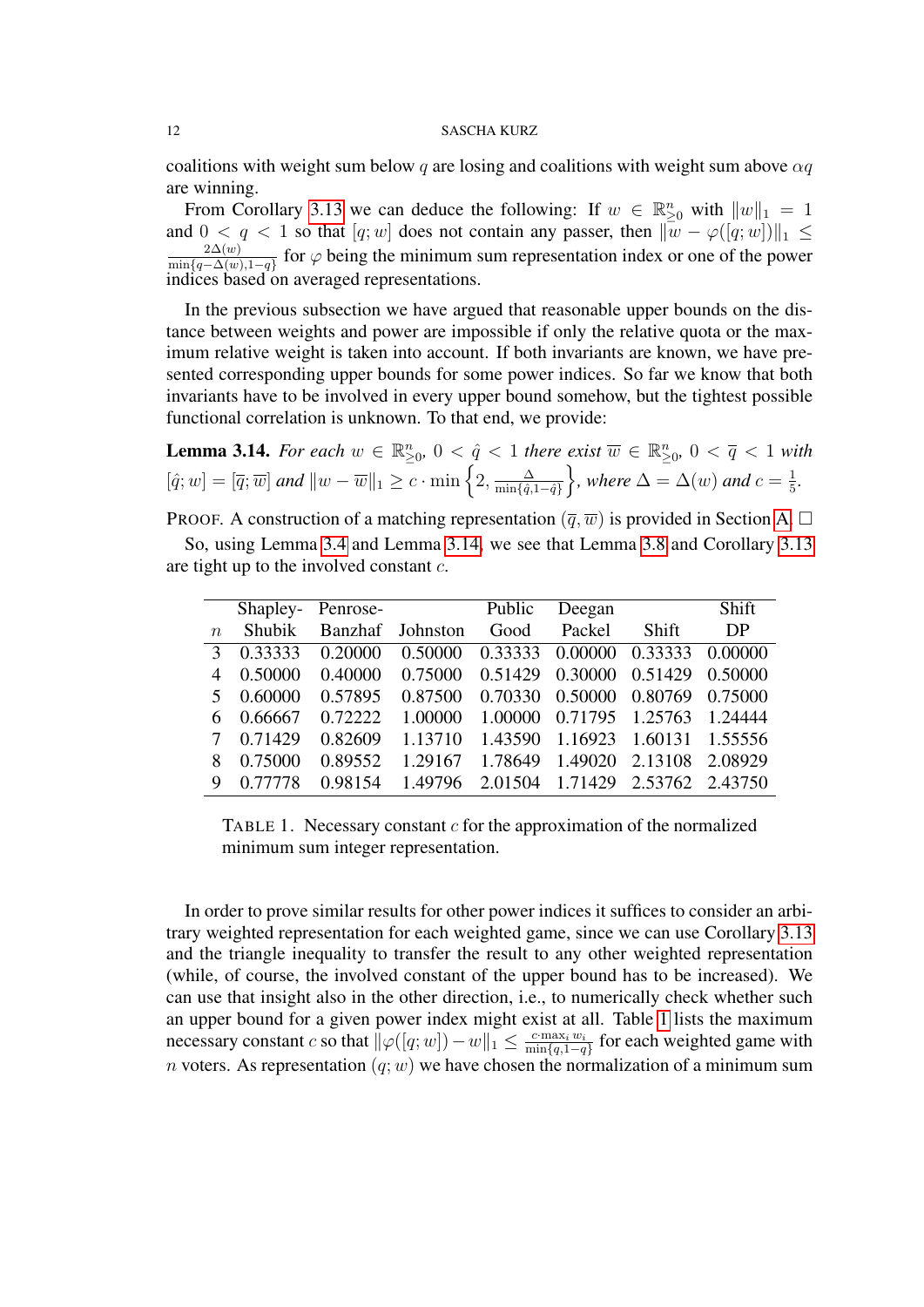coalitions with weight sum below $q$ are losing and coalitions with weight sum above $\alpha q$ are winning.

From Corollary 3.13 we can deduce the following: If $w \in \mathbb{R}^n_{\ge 0}$ with $\|w\|_1 = 1$ and $0 < q < 1$ so that $[q; w]$ does not contain any passer, then $\|w - \varphi([q; w])\|_1 \le \frac{2\Delta(w)}{\min\{q-\Delta(w), 1-q\}}$ for $\varphi$ being the minimum sum representation index or one of the power indices based on averaged representations.

In the previous subsection we have argued that reasonable upper bounds on the distance between weights and power are impossible if only the relative quota or the maximum relative weight is taken into account. If both invariants are known, we have presented corresponding upper bounds for some power indices. So far we know that both invariants have to be involved in every upper bound somehow, but the tightest possible functional correlation is unknown. To that end, we provide:

**Lemma 3.14.** *For each $w \in \mathbb{R}^n_{\ge 0}$, $0 < \hat{q} < 1$ there exist $\overline{w} \in \mathbb{R}^n_{\ge 0}$, $0 < \overline{q} < 1$ with $[\hat{q}; w] = [\overline{q}; \overline{w}]$ and $\|w - \overline{w}\|_1 \ge c \cdot \min\left\{2, \frac{\Delta}{\min\{\hat{q}, 1-\hat{q}\}}\right\}$, where $\Delta = \Delta(w)$ and $c = \frac{1}{5}$.*

PROOF. A construction of a matching representation $(\overline{q}, \overline{w})$ is provided in Section A. □

So, using Lemma 3.4 and Lemma 3.14, we see that Lemma 3.8 and Corollary 3.13 are tight up to the involved constant $c$.

| $n$ | Shapley-Shubik | Penrose-Banzhaf | Johnston | Public Good | Deegan Packel | Shift | Shift DP |
|---|---|---|---|---|---|---|---|
| 3 | 0.33333 | 0.20000 | 0.50000 | 0.33333 | 0.00000 | 0.33333 | 0.00000 |
| 4 | 0.50000 | 0.40000 | 0.75000 | 0.51429 | 0.30000 | 0.51429 | 0.50000 |
| 5 | 0.60000 | 0.57895 | 0.87500 | 0.70330 | 0.50000 | 0.80769 | 0.75000 |
| 6 | 0.66667 | 0.72222 | 1.00000 | 1.00000 | 0.71795 | 1.25763 | 1.24444 |
| 7 | 0.71429 | 0.82609 | 1.13710 | 1.43590 | 1.16923 | 1.60131 | 1.55556 |
| 8 | 0.75000 | 0.89552 | 1.29167 | 1.78649 | 1.49020 | 2.13108 | 2.08929 |
| 9 | 0.77778 | 0.98154 | 1.49796 | 2.01504 | 1.71429 | 2.53762 | 2.43750 |

TABLE 1. Necessary constant $c$ for the approximation of the normalized minimum sum integer representation.

In order to prove similar results for other power indices it suffices to consider an arbitrary weighted representation for each weighted game, since we can use Corollary 3.13 and the triangle inequality to transfer the result to any other weighted representation (while, of course, the involved constant of the upper bound has to be increased). We can use that insight also in the other direction, i.e., to numerically check whether such an upper bound for a given power index might exist at all. Table 1 lists the maximum necessary constant $c$ so that $\|\varphi([q; w]) - w\|_1 \le \frac{c \cdot \max_i w_i}{\min\{q, 1-q\}}$ for each weighted game with $n$ voters. As representation $(q; w)$ we have chosen the normalization of a minimum sum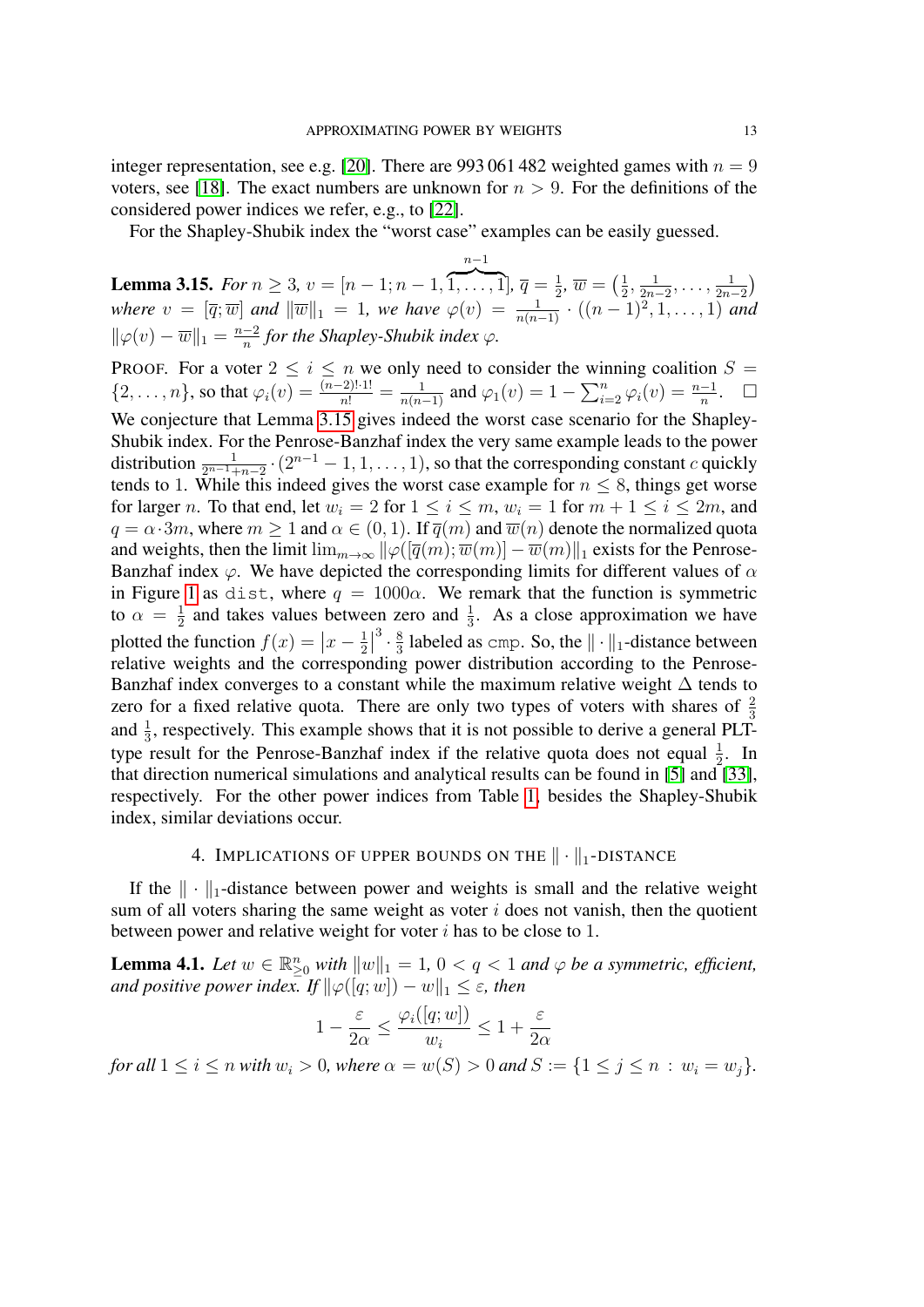integer representation, see e.g. [20]. There are 993 061 482 weighted games with $n = 9$ voters, see [18]. The exact numbers are unknown for $n > 9$. For the definitions of the considered power indices we refer, e.g., to [22].

For the Shapley-Shubik index the "worst case" examples can be easily guessed.

**Lemma 3.15.** *For $n \geq 3$, $v = [n-1; n-1, \overbrace{1, \ldots, 1}^{n-1}]$, $\overline{q} = \frac{1}{2}$, $\overline{w} = \left(\frac{1}{2}, \frac{1}{2n-2}, \ldots, \frac{1}{2n-2}\right)$ where $v = [\overline{q}; \overline{w}]$ and $\|\overline{w}\|_1 = 1$, we have $\varphi(v) = \frac{1}{n(n-1)} \cdot ((n-1)^2, 1, \ldots, 1)$ and $\|\varphi(v) - \overline{w}\|_1 = \frac{n-2}{n}$ for the Shapley-Shubik index $\varphi$.*

PROOF. For a voter $2 \leq i \leq n$ we only need to consider the winning coalition $S = \{2, \ldots, n\}$, so that $\varphi_i(v) = \frac{(n-2)! \cdot 1!}{n!} = \frac{1}{n(n-1)}$ and $\varphi_1(v) = 1 - \sum_{i=2}^{n} \varphi_i(v) = \frac{n-1}{n}$. $\square$

We conjecture that Lemma 3.15 gives indeed the worst case scenario for the Shapley-Shubik index. For the Penrose-Banzhaf index the very same example leads to the power distribution $\frac{1}{2^{n-1}+n-2} \cdot (2^{n-1}-1, 1, \ldots, 1)$, so that the corresponding constant $c$ quickly tends to 1. While this indeed gives the worst case example for $n \leq 8$, things get worse for larger $n$. To that end, let $w_i = 2$ for $1 \leq i \leq m$, $w_i = 1$ for $m+1 \leq i \leq 2m$, and $q = \alpha \cdot 3m$, where $m \geq 1$ and $\alpha \in (0, 1)$. If $\overline{q}(m)$ and $\overline{w}(n)$ denote the normalized quota and weights, then the limit $\lim_{m \to \infty} \|\varphi([\overline{q}(m); \overline{w}(m)] - \overline{w}(m)\|_1$ exists for the Penrose-Banzhaf index $\varphi$. We have depicted the corresponding limits for different values of $\alpha$ in Figure 1 as `dist`, where $q = 1000\alpha$. We remark that the function is symmetric to $\alpha = \frac{1}{2}$ and takes values between zero and $\frac{1}{3}$. As a close approximation we have plotted the function $f(x) = \left|x - \frac{1}{2}\right|^3 \cdot \frac{8}{3}$ labeled as `cmp`. So, the $\|\cdot\|_1$-distance between relative weights and the corresponding power distribution according to the Penrose-Banzhaf index converges to a constant while the maximum relative weight $\Delta$ tends to zero for a fixed relative quota. There are only two types of voters with shares of $\frac{2}{3}$ and $\frac{1}{3}$, respectively. This example shows that it is not possible to derive a general PLT-type result for the Penrose-Banzhaf index if the relative quota does not equal $\frac{1}{2}$. In that direction numerical simulations and analytical results can be found in [5] and [33], respectively. For the other power indices from Table 1, besides the Shapley-Shubik index, similar deviations occur.

## 4. Implications of upper bounds on the $\|\cdot\|_1$-distance

If the $\|\cdot\|_1$-distance between power and weights is small and the relative weight sum of all voters sharing the same weight as voter $i$ does not vanish, then the quotient between power and relative weight for voter $i$ has to be close to 1.

**Lemma 4.1.** *Let $w \in \mathbb{R}^n_{\geq 0}$ with $\|w\|_1 = 1$, $0 < q < 1$ and $\varphi$ be a symmetric, efficient, and positive power index. If $\|\varphi([q; w]) - w\|_1 \leq \varepsilon$, then*

$$1 - \frac{\varepsilon}{2\alpha} \leq \frac{\varphi_i([q; w])}{w_i} \leq 1 + \frac{\varepsilon}{2\alpha}$$

*for all $1 \leq i \leq n$ with $w_i > 0$, where $\alpha = w(S) > 0$ and $S := \{1 \leq j \leq n : w_i = w_j\}$.*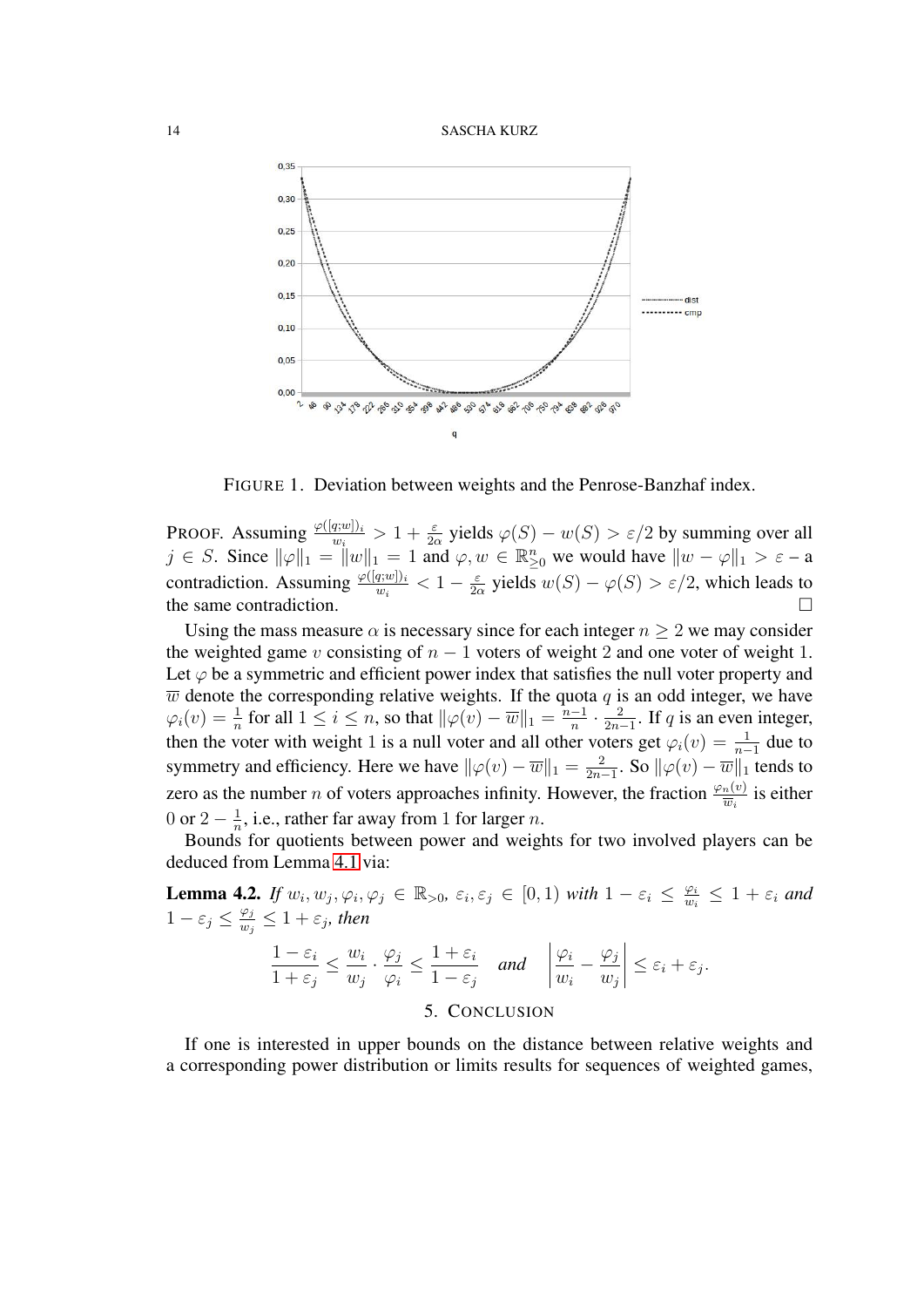FIGURE 1. Deviation between weights and the Penrose-Banzhaf index.

PROOF. Assuming $\frac{\varphi([q;w])_i}{w_i} > 1 + \frac{\varepsilon}{2\alpha}$ yields $\varphi(S) - w(S) > \varepsilon/2$ by summing over all $j \in S$. Since $\|\varphi\|_1 = \|w\|_1 = 1$ and $\varphi, w \in \mathbb{R}^n_{\geq 0}$ we would have $\|w - \varphi\|_1 > \varepsilon$ – a contradiction. Assuming $\frac{\varphi([q;w])_i}{w_i} < 1 - \frac{\varepsilon}{2\alpha}$ yields $w(S) - \varphi(S) > \varepsilon/2$, which leads to the same contradiction. □

Using the mass measure $\alpha$ is necessary since for each integer $n \geq 2$ we may consider the weighted game $v$ consisting of $n-1$ voters of weight 2 and one voter of weight 1. Let $\varphi$ be a symmetric and efficient power index that satisfies the null voter property and $\overline{w}$ denote the corresponding relative weights. If the quota $q$ is an odd integer, we have $\varphi_i(v) = \frac{1}{n}$ for all $1 \leq i \leq n$, so that $\|\varphi(v) - \overline{w}\|_1 = \frac{n-1}{n} \cdot \frac{2}{2n-1}$. If $q$ is an even integer, then the voter with weight 1 is a null voter and all other voters get $\varphi_i(v) = \frac{1}{n-1}$ due to symmetry and efficiency. Here we have $\|\varphi(v) - \overline{w}\|_1 = \frac{2}{2n-1}$. So $\|\varphi(v) - \overline{w}\|_1$ tends to zero as the number $n$ of voters approaches infinity. However, the fraction $\frac{\varphi_n(v)}{\overline{w}_i}$ is either 0 or $2 - \frac{1}{n}$, i.e., rather far away from 1 for larger $n$.

Bounds for quotients between power and weights for two involved players can be deduced from Lemma 4.1 via:

**Lemma 4.2.** *If $w_i, w_j, \varphi_i, \varphi_j \in \mathbb{R}_{>0}$, $\varepsilon_i, \varepsilon_j \in [0,1)$ with $1 - \varepsilon_i \leq \frac{\varphi_i}{w_i} \leq 1 + \varepsilon_i$ and $1 - \varepsilon_j \leq \frac{\varphi_j}{w_j} \leq 1 + \varepsilon_j$, then*

$$\frac{1-\varepsilon_i}{1+\varepsilon_j} \leq \frac{w_i}{w_j} \cdot \frac{\varphi_j}{\varphi_i} \leq \frac{1+\varepsilon_i}{1-\varepsilon_j} \quad \textit{and} \quad \left| \frac{\varphi_i}{w_i} - \frac{\varphi_j}{w_j} \right| \leq \varepsilon_i + \varepsilon_j.$$

## 5. CONCLUSION

If one is interested in upper bounds on the distance between relative weights and a corresponding power distribution or limits results for sequences of weighted games,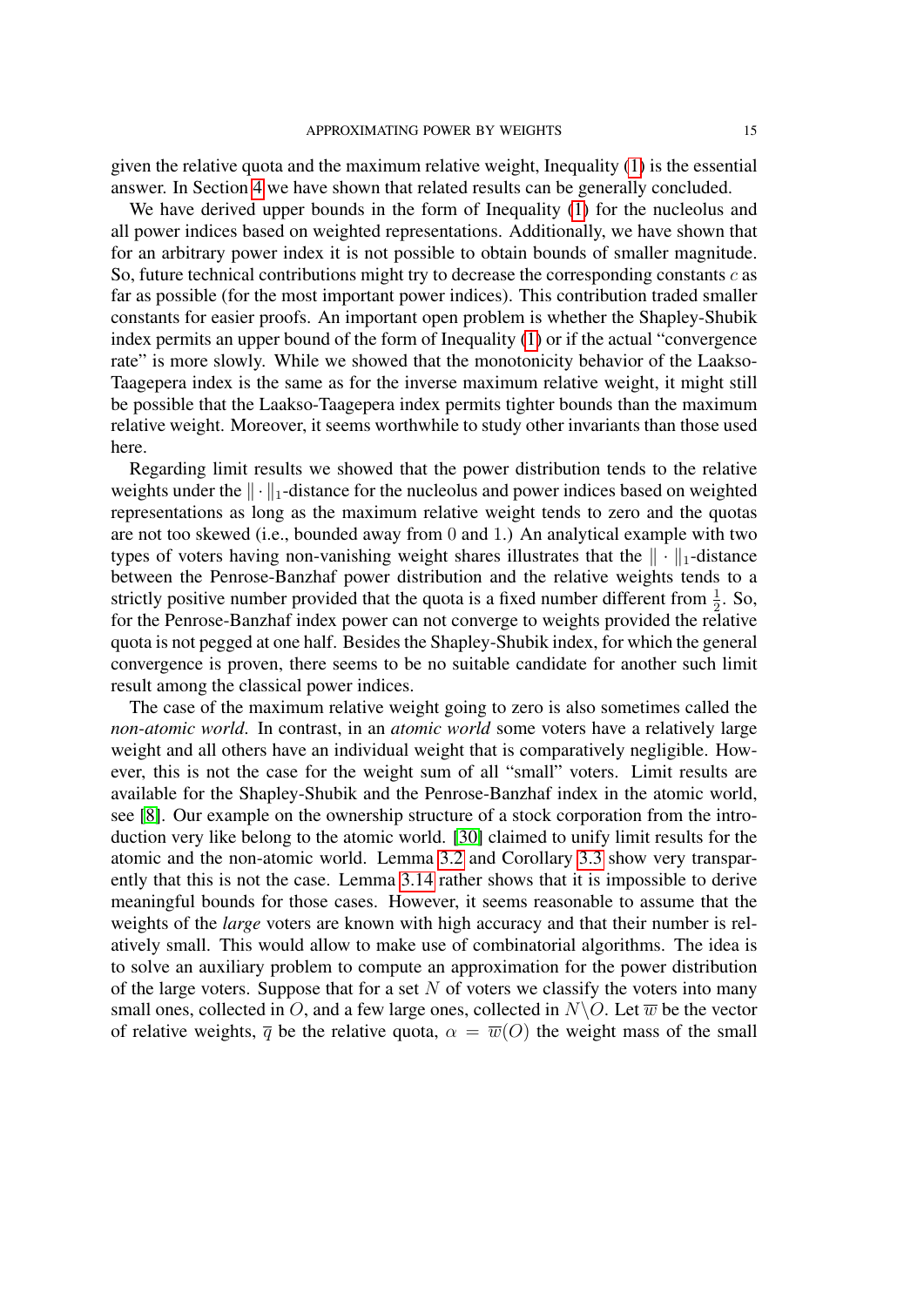given the relative quota and the maximum relative weight, Inequality (1) is the essential answer. In Section 4 we have shown that related results can be generally concluded.

We have derived upper bounds in the form of Inequality (1) for the nucleolus and all power indices based on weighted representations. Additionally, we have shown that for an arbitrary power index it is not possible to obtain bounds of smaller magnitude. So, future technical contributions might try to decrease the corresponding constants $c$ as far as possible (for the most important power indices). This contribution traded smaller constants for easier proofs. An important open problem is whether the Shapley-Shubik index permits an upper bound of the form of Inequality (1) or if the actual "convergence rate" is more slowly. While we showed that the monotonicity behavior of the Laakso-Taagepera index is the same as for the inverse maximum relative weight, it might still be possible that the Laakso-Taagepera index permits tighter bounds than the maximum relative weight. Moreover, it seems worthwhile to study other invariants than those used here.

Regarding limit results we showed that the power distribution tends to the relative weights under the $\|\cdot\|_1$-distance for the nucleolus and power indices based on weighted representations as long as the maximum relative weight tends to zero and the quotas are not too skewed (i.e., bounded away from $0$ and $1$.) An analytical example with two types of voters having non-vanishing weight shares illustrates that the $\|\cdot\|_1$-distance between the Penrose-Banzhaf power distribution and the relative weights tends to a strictly positive number provided that the quota is a fixed number different from $\frac{1}{2}$. So, for the Penrose-Banzhaf index power can not converge to weights provided the relative quota is not pegged at one half. Besides the Shapley-Shubik index, for which the general convergence is proven, there seems to be no suitable candidate for another such limit result among the classical power indices.

The case of the maximum relative weight going to zero is also sometimes called the *non-atomic world*. In contrast, in an *atomic world* some voters have a relatively large weight and all others have an individual weight that is comparatively negligible. However, this is not the case for the weight sum of all "small" voters. Limit results are available for the Shapley-Shubik and the Penrose-Banzhaf index in the atomic world, see [8]. Our example on the ownership structure of a stock corporation from the introduction very like belong to the atomic world. [30] claimed to unify limit results for the atomic and the non-atomic world. Lemma 3.2 and Corollary 3.3 show very transparently that this is not the case. Lemma 3.14 rather shows that it is impossible to derive meaningful bounds for those cases. However, it seems reasonable to assume that the weights of the *large* voters are known with high accuracy and that their number is relatively small. This would allow to make use of combinatorial algorithms. The idea is to solve an auxiliary problem to compute an approximation for the power distribution of the large voters. Suppose that for a set $N$ of voters we classify the voters into many small ones, collected in $O$, and a few large ones, collected in $N \backslash O$. Let $\overline{w}$ be the vector of relative weights, $\overline{q}$ be the relative quota, $\alpha = \overline{w}(O)$ the weight mass of the small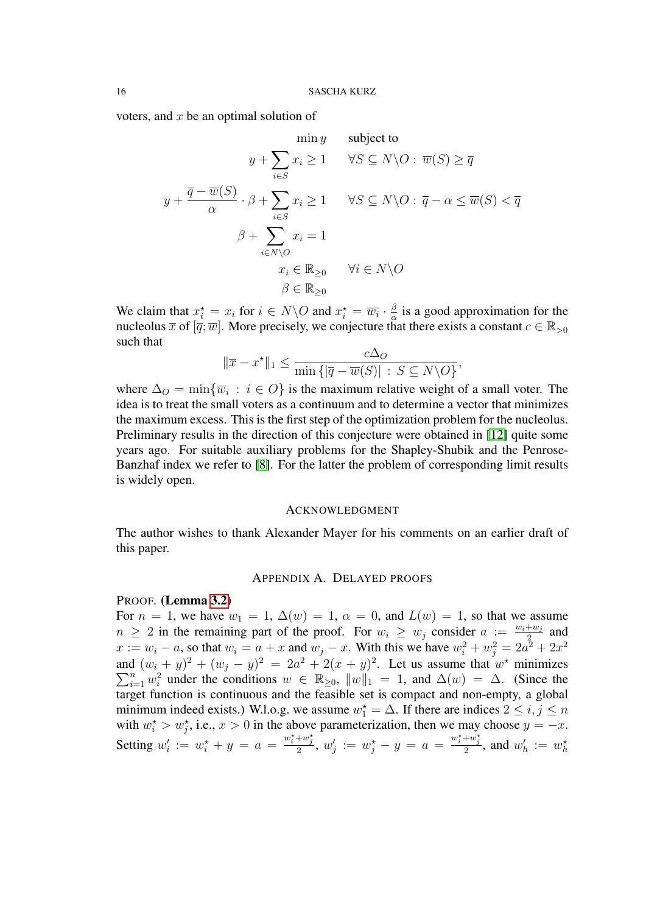voters, and $x$ be an optimal solution of

$$
\begin{aligned}
\min y \quad & \text{subject to} \\
y + \sum_{i \in S} x_i \ge 1 \quad & \forall S \subseteq N \backslash O : \overline{w}(S) \ge \overline{q} \\
y + \frac{\overline{q} - \overline{w}(S)}{\alpha} \cdot \beta + \sum_{i \in S} x_i \ge 1 \quad & \forall S \subseteq N \backslash O : \overline{q} - \alpha \le \overline{w}(S) < \overline{q} \\
\beta + \sum_{i \in N \backslash O} x_i = 1 & \\
x_i \in \mathbb{R}_{\ge 0} \quad & \forall i \in N \backslash O \\
\beta \in \mathbb{R}_{\ge 0} &
\end{aligned}
$$

We claim that $x_i^\star = x_i$ for $i \in N \backslash O$ and $x_i^\star = \overline{w_i} \cdot \frac{\beta}{\alpha}$ is a good approximation for the nucleolus $\overline{x}$ of $[\overline{q}; \overline{w}]$. More precisely, we conjecture that there exists a constant $c \in \mathbb{R}_{>0}$ such that

$$
\|\overline{x} - x^\star\|_1 \le \frac{c\Delta_O}{\min\left\{|\overline{q} - \overline{w}(S)| \,:\, S \subseteq N \backslash O\right\}},
$$

where $\Delta_O = \min\{\overline{w}_i \,:\, i \in O\}$ is the maximum relative weight of a small voter. The idea is to treat the small voters as a continuum and to determine a vector that minimizes the maximum excess. This is the first step of the optimization problem for the nucleolus. Preliminary results in the direction of this conjecture were obtained in [12] quite some years ago. For suitable auxiliary problems for the Shapley-Shubik and the Penrose-Banzhaf index we refer to [8]. For the latter the problem of corresponding limit results is widely open.

## Acknowledgment

The author wishes to thank Alexander Mayer for his comments on an earlier draft of this paper.

## Appendix A. Delayed proofs

PROOF. **(Lemma 3.2)**
For $n = 1$, we have $w_1 = 1$, $\Delta(w) = 1$, $\alpha = 0$, and $L(w) = 1$, so that we assume $n \ge 2$ in the remaining part of the proof. For $w_i \ge w_j$ consider $a := \frac{w_i + w_j}{2}$ and $x := w_i - a$, so that $w_i = a + x$ and $w_j - x$. With this we have $w_i^2 + w_j^2 = 2a^2 + 2x^2$ and $(w_i + y)^2 + (w_j - y)^2 = 2a^2 + 2(x + y)^2$. Let us assume that $w^\star$ minimizes $\sum_{i=1}^n w_i^2$ under the conditions $w \in \mathbb{R}_{\ge 0}$, $\|w\|_1 = 1$, and $\Delta(w) = \Delta$. (Since the target function is continuous and the feasible set is compact and non-empty, a global minimum indeed exists.) W.l.o.g. we assume $w_1^\star = \Delta$. If there are indices $2 \le i, j \le n$ with $w_i^\star > w_j^\star$, i.e., $x > 0$ in the above parameterization, then we may choose $y = -x$. Setting $w_i' := w_i^\star + y = a = \frac{w_i^\star + w_j^\star}{2}$, $w_j' := w_j^\star - y = a = \frac{w_i^\star + w_j^\star}{2}$, and $w_h' := w_h^\star$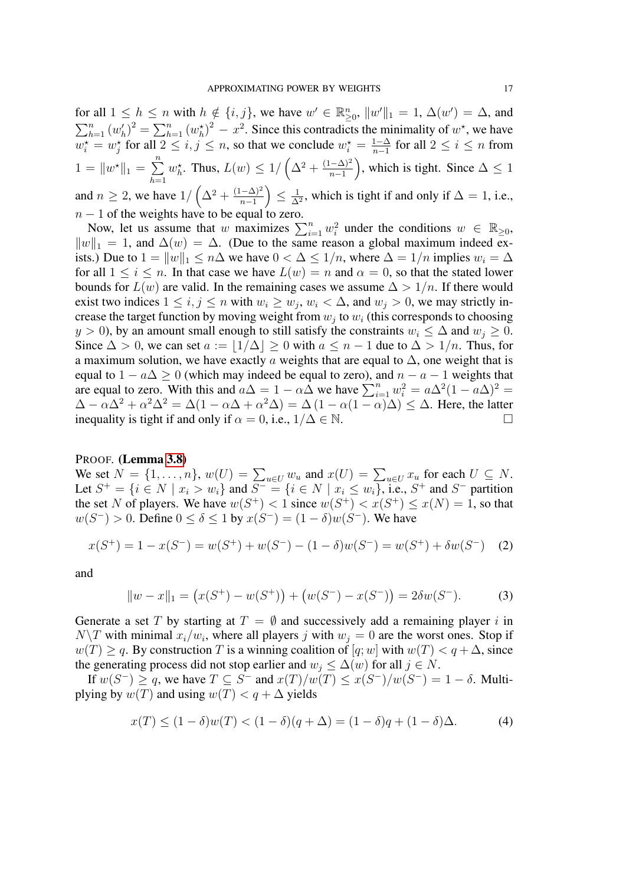for all $1 \leq h \leq n$ with $h \notin \{i, j\}$, we have $w' \in \mathbb{R}^n_{\geq 0}$, $\|w'\|_1 = 1$, $\Delta(w') = \Delta$, and $\sum_{h=1}^{n} (w'_h)^2 = \sum_{h=1}^{n} (w^\star_h)^2 - x^2$. Since this contradicts the minimality of $w^\star$, we have $w^\star_i = w^\star_j$ for all $2 \leq i, j \leq n$, so that we conclude $w^\star_i = \frac{1-\Delta}{n-1}$ for all $2 \leq i \leq n$ from $1 = \|w^\star\|_1 = \sum_{h=1}^{n} w^\star_h$. Thus, $L(w) \leq 1/\left(\Delta^2 + \frac{(1-\Delta)^2}{n-1}\right)$, which is tight. Since $\Delta \leq 1$ and $n \geq 2$, we have $1/\left(\Delta^2 + \frac{(1-\Delta)^2}{n-1}\right) \leq \frac{1}{\Delta^2}$, which is tight if and only if $\Delta = 1$, i.e., $n-1$ of the weights have to be equal to zero.

Now, let us assume that $w$ maximizes $\sum_{i=1}^{n} w_i^2$ under the conditions $w \in \mathbb{R}_{\geq 0}$, $\|w\|_1 = 1$, and $\Delta(w) = \Delta$. (Due to the same reason a global maximum indeed exists.) Due to $1 = \|w\|_1 \leq n\Delta$ we have $0 < \Delta \leq 1/n$, where $\Delta = 1/n$ implies $w_i = \Delta$ for all $1 \leq i \leq n$. In that case we have $L(w) = n$ and $\alpha = 0$, so that the stated lower bounds for $L(w)$ are valid. In the remaining cases we assume $\Delta > 1/n$. If there would exist two indices $1 \leq i, j \leq n$ with $w_i \geq w_j$, $w_i < \Delta$, and $w_j > 0$, we may strictly increase the target function by moving weight from $w_j$ to $w_i$ (this corresponds to choosing $y > 0$), by an amount small enough to still satisfy the constraints $w_i \leq \Delta$ and $w_j \geq 0$. Since $\Delta > 0$, we can set $a := \lfloor 1/\Delta \rfloor \geq 0$ with $a \leq n-1$ due to $\Delta > 1/n$. Thus, for a maximum solution, we have exactly $a$ weights that are equal to $\Delta$, one weight that is equal to $1 - a\Delta \geq 0$ (which may indeed be equal to zero), and $n - a - 1$ weights that are equal to zero. With this and $a\Delta = 1 - \alpha\Delta$ we have $\sum_{i=1}^{n} w_i^2 = a\Delta^2 (1 - a\Delta)^2 = \Delta - \alpha\Delta^2 + \alpha^2\Delta^2 = \Delta(1 - \alpha\Delta + \alpha^2\Delta) = \Delta\left(1 - \alpha(1-\alpha)\Delta\right) \leq \Delta$. Here, the latter inequality is tight if and only if $\alpha = 0$, i.e., $1/\Delta \in \mathbb{N}$. $\square$

PROOF. **(Lemma 3.8)**
We set $N = \{1, \ldots, n\}$, $w(U) = \sum_{u \in U} w_u$ and $x(U) = \sum_{u \in U} x_u$ for each $U \subseteq N$. Let $S^+ = \{i \in N \mid x_i > w_i\}$ and $S^- = \{i \in N \mid x_i \leq w_i\}$, i.e., $S^+$ and $S^-$ partition the set $N$ of players. We have $w(S^+) < 1$ since $w(S^+) < x(S^+) \leq x(N) = 1$, so that $w(S^-) > 0$. Define $0 \leq \delta \leq 1$ by $x(S^-) = (1-\delta)w(S^-)$. We have

$$x(S^+) = 1 - x(S^-) = w(S^+) + w(S^-) - (1-\delta)w(S^-) = w(S^+) + \delta w(S^-) \quad (2)$$

and

$$\|w - x\|_1 = \left(x(S^+) - w(S^+)\right) + \left(w(S^-) - x(S^-)\right) = 2\delta w(S^-). \quad (3)$$

Generate a set $T$ by starting at $T = \emptyset$ and successively add a remaining player $i$ in $N \backslash T$ with minimal $x_i/w_i$, where all players $j$ with $w_j = 0$ are the worst ones. Stop if $w(T) \geq q$. By construction $T$ is a winning coalition of $[q; w]$ with $w(T) < q + \Delta$, since the generating process did not stop earlier and $w_j \leq \Delta(w)$ for all $j \in N$.

If $w(S^-) \geq q$, we have $T \subseteq S^-$ and $x(T)/w(T) \leq x(S^-)/w(S^-) = 1 - \delta$. Multiplying by $w(T)$ and using $w(T) < q + \Delta$ yields

$$x(T) \leq (1-\delta)w(T) < (1-\delta)(q+\Delta) = (1-\delta)q + (1-\delta)\Delta. \quad (4)$$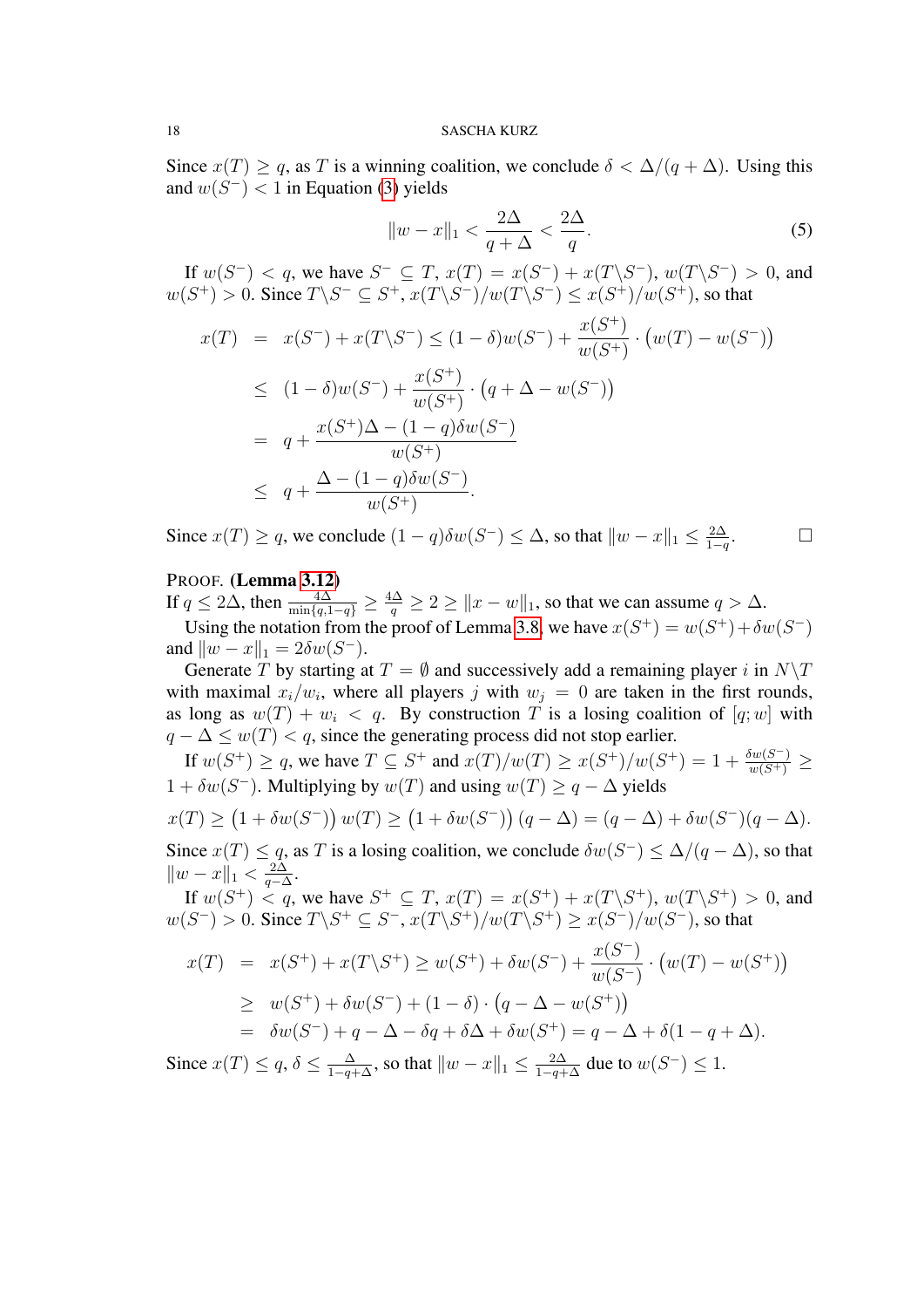Since $x(T) \geq q$, as $T$ is a winning coalition, we conclude $\delta < \Delta/(q+\Delta)$. Using this and $w(S^-) < 1$ in Equation (3) yields

$$\|w - x\|_1 < \frac{2\Delta}{q+\Delta} < \frac{2\Delta}{q}. \tag{5}$$

If $w(S^-) < q$, we have $S^- \subseteq T$, $x(T) = x(S^-) + x(T\backslash S^-)$, $w(T\backslash S^-) > 0$, and $w(S^+) > 0$. Since $T\backslash S^- \subseteq S^+$, $x(T\backslash S^-)/w(T\backslash S^-) \leq x(S^+)/w(S^+)$, so that

$$\begin{aligned}
x(T) &= x(S^-) + x(T\backslash S^-) \leq (1-\delta)w(S^-) + \frac{x(S^+)}{w(S^+)} \cdot \big(w(T) - w(S^-)\big) \\
&\leq (1-\delta)w(S^-) + \frac{x(S^+)}{w(S^+)} \cdot \big(q + \Delta - w(S^-)\big) \\
&= q + \frac{x(S^+)\Delta - (1-q)\delta w(S^-)}{w(S^+)} \\
&\leq q + \frac{\Delta - (1-q)\delta w(S^-)}{w(S^+)}.
\end{aligned}$$

Since $x(T) \geq q$, we conclude $(1-q)\delta w(S^-) \leq \Delta$, so that $\|w - x\|_1 \leq \frac{2\Delta}{1-q}$. $\square$

PROOF. **(Lemma 3.12)**
If $q \leq 2\Delta$, then $\frac{4\Delta}{\min\{q,1-q\}} \geq \frac{4\Delta}{q} \geq 2 \geq \|x - w\|_1$, so that we can assume $q > \Delta$.

Using the notation from the proof of Lemma 3.8, we have $x(S^+) = w(S^+) + \delta w(S^-)$ and $\|w - x\|_1 = 2\delta w(S^-)$.

Generate $T$ by starting at $T = \emptyset$ and successively add a remaining player $i$ in $N\backslash T$ with maximal $x_i/w_i$, where all players $j$ with $w_j = 0$ are taken in the first rounds, as long as $w(T) + w_i < q$. By construction $T$ is a losing coalition of $[q; w]$ with $q - \Delta \leq w(T) < q$, since the generating process did not stop earlier.

If $w(S^+) \geq q$, we have $T \subseteq S^+$ and $x(T)/w(T) \geq x(S^+)/w(S^+) = 1 + \frac{\delta w(S^-)}{w(S^+)} \geq 1 + \delta w(S^-)$. Multiplying by $w(T)$ and using $w(T) \geq q - \Delta$ yields

$$x(T) \geq \big(1 + \delta w(S^-)\big)\, w(T) \geq \big(1 + \delta w(S^-)\big)\,(q - \Delta) = (q - \Delta) + \delta w(S^-)(q - \Delta).$$

Since $x(T) \leq q$, as $T$ is a losing coalition, we conclude $\delta w(S^-) \leq \Delta/(q - \Delta)$, so that $\|w - x\|_1 < \frac{2\Delta}{q-\Delta}$.

If $w(S^+) < q$, we have $S^+ \subseteq T$, $x(T) = x(S^+) + x(T\backslash S^+)$, $w(T\backslash S^+) > 0$, and $w(S^-) > 0$. Since $T\backslash S^+ \subseteq S^-$, $x(T\backslash S^+)/w(T\backslash S^+) \geq x(S^-)/w(S^-)$, so that

$$\begin{aligned}
x(T) &= x(S^+) + x(T\backslash S^+) \geq w(S^+) + \delta w(S^-) + \frac{x(S^-)}{w(S^-)} \cdot \big(w(T) - w(S^+)\big) \\
&\geq w(S^+) + \delta w(S^-) + (1-\delta) \cdot \big(q - \Delta - w(S^+)\big) \\
&= \delta w(S^-) + q - \Delta - \delta q + \delta\Delta + \delta w(S^+) = q - \Delta + \delta(1 - q + \Delta).
\end{aligned}$$

Since $x(T) \leq q$, $\delta \leq \frac{\Delta}{1-q+\Delta}$, so that $\|w - x\|_1 \leq \frac{2\Delta}{1-q+\Delta}$ due to $w(S^-) \leq 1$.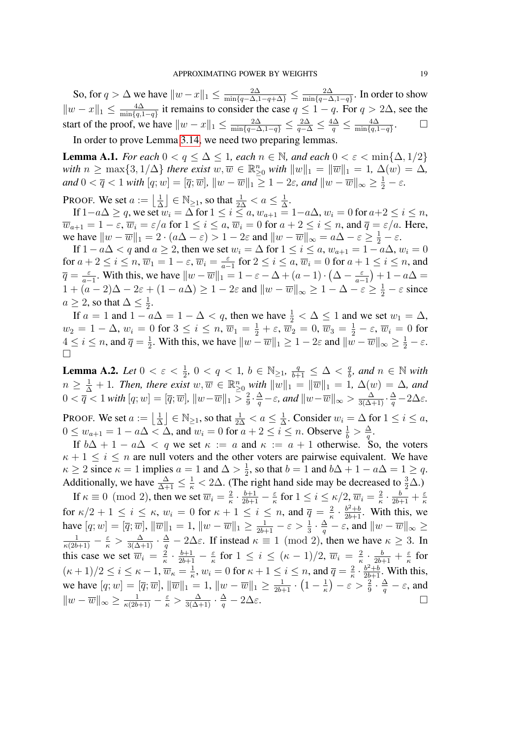So, for $q > \Delta$ we have $\|w - x\|_1 \le \frac{2\Delta}{\min\{q-\Delta, 1-q+\Delta\}} \le \frac{2\Delta}{\min\{q-\Delta, 1-q\}}$. In order to show $\|w - x\|_1 \le \frac{4\Delta}{\min\{q,1-q\}}$ it remains to consider the case $q \le 1 - q$. For $q > 2\Delta$, see the start of the proof, we have $\|w - x\|_1 \le \frac{2\Delta}{\min\{q-\Delta,1-q\}} \le \frac{2\Delta}{q-\Delta} \le \frac{4\Delta}{q} \le \frac{4\Delta}{\min\{q,1-q\}}$. $\square$

In order to prove Lemma 3.14, we need two preparing lemmas.

**Lemma A.1.** *For each $0 < q \le \Delta \le 1$, each $n \in \mathbb{N}$, and each $0 < \varepsilon < \min\{\Delta, 1/2\}$ with $n \ge \max\{3, 1/\Delta\}$ there exist $w, \overline{w} \in \mathbb{R}^n_{\ge 0}$ with $\|w\|_1 = \|\overline{w}\|_1 = 1$, $\Delta(w) = \Delta$, and $0 < \overline{q} < 1$ with $[q; w] = [\overline{q}; \overline{w}]$, $\|w - \overline{w}\|_1 \ge 1 - 2\varepsilon$, and $\|w - \overline{w}\|_\infty \ge \frac{1}{2} - \varepsilon$.*

Proof. We set $a := \left\lfloor \frac{1}{\Delta} \right\rfloor \in \mathbb{N}_{\ge 1}$, so that $\frac{1}{2\Delta} < a \le \frac{1}{\Delta}$.

If $1 - a\Delta \ge q$, we set $w_i = \Delta$ for $1 \le i \le a$, $w_{a+1} = 1 - a\Delta$, $w_i = 0$ for $a+2 \le i \le n$, $\overline{w}_{a+1} = 1 - \varepsilon$, $\overline{w}_i = \varepsilon/a$ for $1 \le i \le a$, $\overline{w}_i = 0$ for $a + 2 \le i \le n$, and $\overline{q} = \varepsilon/a$. Here, we have $\|w - \overline{w}\|_1 = 2 \cdot (a\Delta - \varepsilon) > 1 - 2\varepsilon$ and $\|w - \overline{w}\|_\infty = a\Delta - \varepsilon \ge \frac{1}{2} - \varepsilon$.

If $1 - a\Delta < q$ and $a \ge 2$, then we set $w_i = \Delta$ for $1 \le i \le a$, $w_{a+1} = 1 - a\Delta$, $w_i = 0$ for $a + 2 \le i \le n$, $\overline{w}_1 = 1 - \varepsilon$, $\overline{w}_i = \frac{\varepsilon}{a-1}$ for $2 \le i \le a$, $\overline{w}_i = 0$ for $a + 1 \le i \le n$, and $\overline{q} = \frac{\varepsilon}{a-1}$. With this, we have $\|w - \overline{w}\|_1 = 1 - \varepsilon - \Delta + (a - 1) \cdot \left(\Delta - \frac{\varepsilon}{a-1}\right) + 1 - a\Delta = 1 + (a - 2)\Delta - 2\varepsilon + (1 - a\Delta) \ge 1 - 2\varepsilon$ and $\|w - \overline{w}\|_\infty \ge 1 - \Delta - \varepsilon \ge \frac{1}{2} - \varepsilon$ since $a \ge 2$, so that $\Delta \le \frac{1}{2}$.

If $a = 1$ and $1 - a\Delta = 1 - \Delta < q$, then we have $\frac{1}{2} < \Delta \le 1$ and we set $w_1 = \Delta$, $w_2 = 1 - \Delta$, $w_i = 0$ for $3 \le i \le n$, $\overline{w}_1 = \frac{1}{2} + \varepsilon$, $\overline{w}_2 = 0$, $\overline{w}_3 = \frac{1}{2} - \varepsilon$, $\overline{w}_i = 0$ for $4 \le i \le n$, and $\overline{q} = \frac{1}{2}$. With this, we have $\|w - \overline{w}\|_1 \ge 1 - 2\varepsilon$ and $\|w - \overline{w}\|_\infty \ge \frac{1}{2} - \varepsilon$. $\square$

**Lemma A.2.** *Let $0 < \varepsilon < \frac{1}{2}$, $0 < q < 1$, $b \in \mathbb{N}_{\ge 1}$, $\frac{q}{b+1} \le \Delta < \frac{q}{b}$, and $n \in \mathbb{N}$ with $n \ge \frac{1}{\Delta} + 1$. Then, there exist $w, \overline{w} \in \mathbb{R}^n_{\ge 0}$ with $\|w\|_1 = \|\overline{w}\|_1 = 1$, $\Delta(w) = \Delta$, and $0 < \overline{q} < 1$ with $[q; w] = [\overline{q}; \overline{w}]$, $\|w - \overline{w}\|_1 > \frac{2}{9} \cdot \frac{\Delta}{q} - \varepsilon$, and $\|w - \overline{w}\|_\infty > \frac{\Delta}{3(\Delta+1)} \cdot \frac{\Delta}{q} - 2\Delta\varepsilon$.*

Proof. We set $a := \left\lfloor \frac{1}{\Delta} \right\rfloor \in \mathbb{N}_{\ge 1}$, so that $\frac{1}{2\Delta} < a \le \frac{1}{\Delta}$. Consider $w_i = \Delta$ for $1 \le i \le a$, $0 \le w_{a+1} = 1 - a\Delta < \Delta$, and $w_i = 0$ for $a + 2 \le i \le n$. Observe $\frac{1}{b} > \frac{\Delta}{q}$.

If $b\Delta + 1 - a\Delta < q$ we set $\kappa := a$ and $\kappa := a + 1$ otherwise. So, the voters $\kappa + 1 \le i \le n$ are null voters and the other voters are pairwise equivalent. We have $\kappa \ge 2$ since $\kappa = 1$ implies $a = 1$ and $\Delta > \frac{1}{2}$, so that $b = 1$ and $b\Delta + 1 - a\Delta = 1 \ge q$. Additionally, we have $\frac{\Delta}{\Delta+1} \le \frac{1}{\kappa} < 2\Delta$. (The right hand side may be decreased to $\frac{3}{2}\Delta$.)

If $\kappa \equiv 0 \pmod 2$, then we set $\overline{w}_i = \frac{2}{\kappa} \cdot \frac{b+1}{2b+1} - \frac{\varepsilon}{\kappa}$ for $1 \le i \le \kappa/2$, $\overline{w}_i = \frac{2}{\kappa} \cdot \frac{b}{2b+1} + \frac{\varepsilon}{\kappa}$ for $\kappa/2 + 1 \le i \le \kappa$, $w_i = 0$ for $\kappa + 1 \le i \le n$, and $\overline{q} = \frac{2}{\kappa} \cdot \frac{b^2+b}{2b+1}$. With this, we have $[q; w] = [\overline{q}; \overline{w}]$, $\|\overline{w}\|_1 = 1$, $\|w - \overline{w}\|_1 \ge \frac{1}{2b+1} - \varepsilon > \frac{1}{3} \cdot \frac{\Delta}{q} - \varepsilon$, and $\|w - \overline{w}\|_\infty \ge \frac{1}{\kappa(2b+1)} - \frac{\varepsilon}{\kappa} > \frac{\Delta}{3(\Delta+1)} \cdot \frac{\Delta}{q} - 2\Delta\varepsilon$. If instead $\kappa \equiv 1 \pmod 2$, then we have $\kappa \ge 3$. In this case we set $\overline{w}_i = \frac{2}{\kappa} \cdot \frac{b+1}{2b+1} - \frac{\varepsilon}{\kappa}$ for $1 \le i \le (\kappa - 1)/2$, $\overline{w}_i = \frac{2}{\kappa} \cdot \frac{b}{2b+1} + \frac{\varepsilon}{\kappa}$ for $(\kappa + 1)/2 \le i \le \kappa - 1$, $\overline{w}_\kappa = \frac{1}{\kappa}$, $w_i = 0$ for $\kappa + 1 \le i \le n$, and $\overline{q} = \frac{2}{\kappa} \cdot \frac{b^2+b}{2b+1}$. With this, we have $[q; w] = [\overline{q}; \overline{w}]$, $\|\overline{w}\|_1 = 1$, $\|w - \overline{w}\|_1 \ge \frac{1}{2b+1} \cdot \left(1 - \frac{1}{\kappa}\right) - \varepsilon > \frac{2}{9} \cdot \frac{\Delta}{q} - \varepsilon$, and $\|w - \overline{w}\|_\infty \ge \frac{1}{\kappa(2b+1)} - \frac{\varepsilon}{\kappa} > \frac{\Delta}{3(\Delta+1)} \cdot \frac{\Delta}{q} - 2\Delta\varepsilon$. $\square$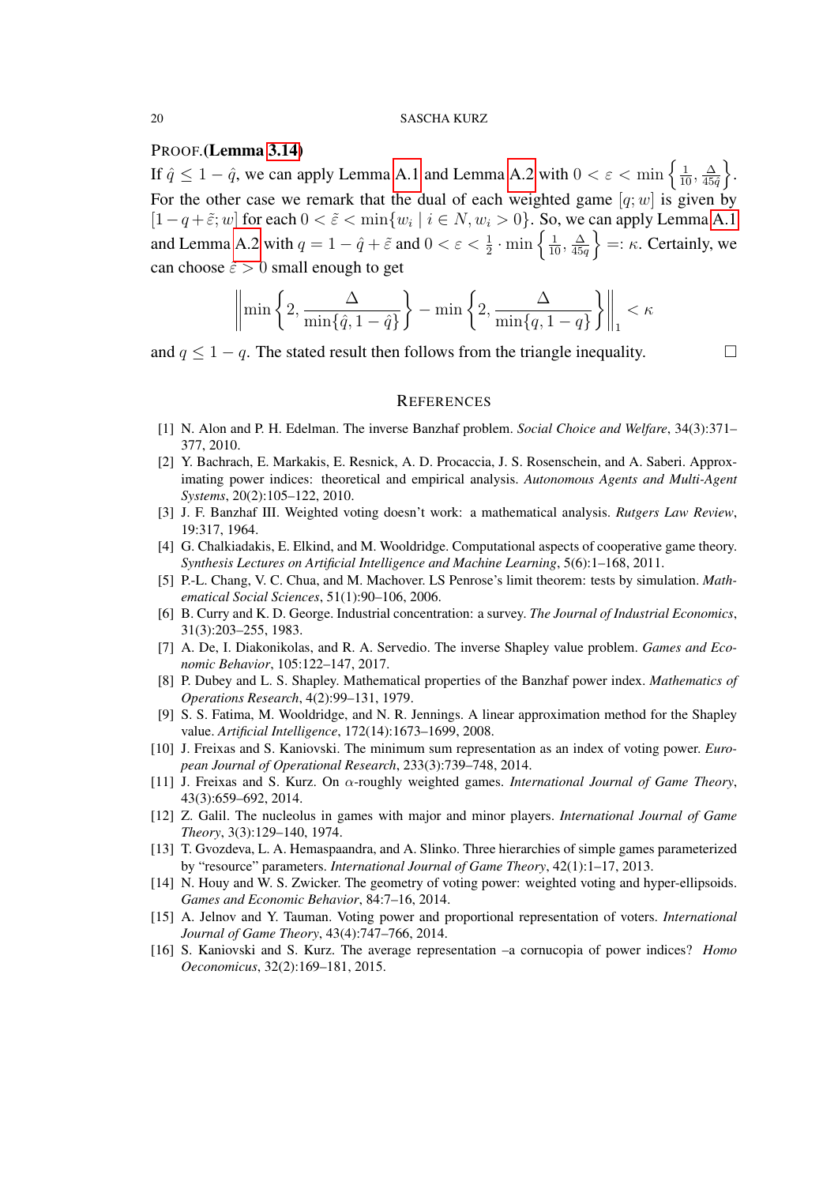PROOF.(**Lemma 3.14**)
If $\hat{q} \le 1 - \hat{q}$, we can apply Lemma A.1 and Lemma A.2 with $0 < \varepsilon < \min\left\{\frac{1}{10}, \frac{\Delta}{45\hat{q}}\right\}$. For the other case we remark that the dual of each weighted game $[q; w]$ is given by $[1-q+\tilde{\varepsilon}; w]$ for each $0 < \tilde{\varepsilon} < \min\{w_i \mid i \in N, w_i > 0\}$. So, we can apply Lemma A.1 and Lemma A.2 with $q = 1 - \hat{q} + \tilde{\varepsilon}$ and $0 < \varepsilon < \frac{1}{2} \cdot \min\left\{\frac{1}{10}, \frac{\Delta}{45q}\right\} =: \kappa$. Certainly, we can choose $\tilde{\varepsilon} > 0$ small enough to get

$$\left\| \min\left\{2, \frac{\Delta}{\min\{\hat{q}, 1-\hat{q}\}}\right\} - \min\left\{2, \frac{\Delta}{\min\{q, 1-q\}}\right\} \right\|_1 < \kappa$$

and $q \le 1 - q$. The stated result then follows from the triangle inequality. □

## REFERENCES

[1] N. Alon and P. H. Edelman. The inverse Banzhaf problem. *Social Choice and Welfare*, 34(3):371–377, 2010.

[2] Y. Bachrach, E. Markakis, E. Resnick, A. D. Procaccia, J. S. Rosenschein, and A. Saberi. Approximating power indices: theoretical and empirical analysis. *Autonomous Agents and Multi-Agent Systems*, 20(2):105–122, 2010.

[3] J. F. Banzhaf III. Weighted voting doesn't work: a mathematical analysis. *Rutgers Law Review*, 19:317, 1964.

[4] G. Chalkiadakis, E. Elkind, and M. Wooldridge. Computational aspects of cooperative game theory. *Synthesis Lectures on Artificial Intelligence and Machine Learning*, 5(6):1–168, 2011.

[5] P.-L. Chang, V. C. Chua, and M. Machover. LS Penrose's limit theorem: tests by simulation. *Mathematical Social Sciences*, 51(1):90–106, 2006.

[6] B. Curry and K. D. George. Industrial concentration: a survey. *The Journal of Industrial Economics*, 31(3):203–255, 1983.

[7] A. De, I. Diakonikolas, and R. A. Servedio. The inverse Shapley value problem. *Games and Economic Behavior*, 105:122–147, 2017.

[8] P. Dubey and L. S. Shapley. Mathematical properties of the Banzhaf power index. *Mathematics of Operations Research*, 4(2):99–131, 1979.

[9] S. S. Fatima, M. Wooldridge, and N. R. Jennings. A linear approximation method for the Shapley value. *Artificial Intelligence*, 172(14):1673–1699, 2008.

[10] J. Freixas and S. Kaniovski. The minimum sum representation as an index of voting power. *European Journal of Operational Research*, 233(3):739–748, 2014.

[11] J. Freixas and S. Kurz. On $\alpha$-roughly weighted games. *International Journal of Game Theory*, 43(3):659–692, 2014.

[12] Z. Galil. The nucleolus in games with major and minor players. *International Journal of Game Theory*, 3(3):129–140, 1974.

[13] T. Gvozdeva, L. A. Hemaspaandra, and A. Slinko. Three hierarchies of simple games parameterized by "resource" parameters. *International Journal of Game Theory*, 42(1):1–17, 2013.

[14] N. Houy and W. S. Zwicker. The geometry of voting power: weighted voting and hyper-ellipsoids. *Games and Economic Behavior*, 84:7–16, 2014.

[15] A. Jelnov and Y. Tauman. Voting power and proportional representation of voters. *International Journal of Game Theory*, 43(4):747–766, 2014.

[16] S. Kaniovski and S. Kurz. The average representation –a cornucopia of power indices? *Homo Oeconomicus*, 32(2):169–181, 2015.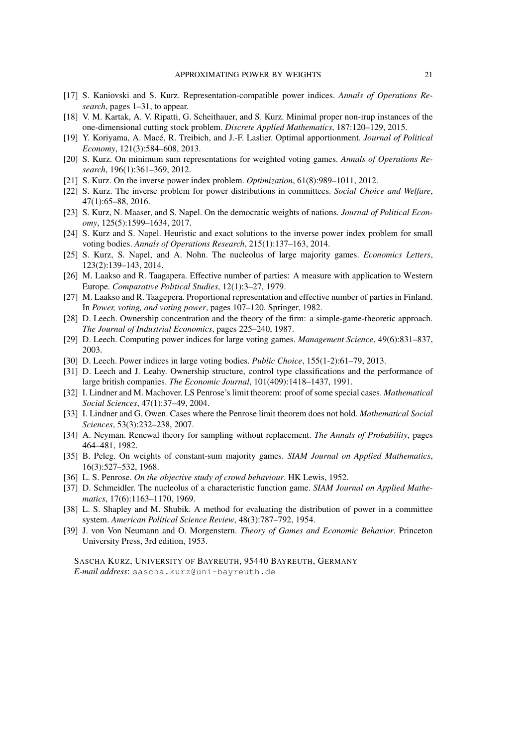[17] S. Kaniovski and S. Kurz. Representation-compatible power indices. *Annals of Operations Research*, pages 1–31, to appear.

[18] V. M. Kartak, A. V. Ripatti, G. Scheithauer, and S. Kurz. Minimal proper non-irup instances of the one-dimensional cutting stock problem. *Discrete Applied Mathematics*, 187:120–129, 2015.

[19] Y. Koriyama, A. Macé, R. Treibich, and J.-F. Laslier. Optimal apportionment. *Journal of Political Economy*, 121(3):584–608, 2013.

[20] S. Kurz. On minimum sum representations for weighted voting games. *Annals of Operations Research*, 196(1):361–369, 2012.

[21] S. Kurz. On the inverse power index problem. *Optimization*, 61(8):989–1011, 2012.

[22] S. Kurz. The inverse problem for power distributions in committees. *Social Choice and Welfare*, 47(1):65–88, 2016.

[23] S. Kurz, N. Maaser, and S. Napel. On the democratic weights of nations. *Journal of Political Economy*, 125(5):1599–1634, 2017.

[24] S. Kurz and S. Napel. Heuristic and exact solutions to the inverse power index problem for small voting bodies. *Annals of Operations Research*, 215(1):137–163, 2014.

[25] S. Kurz, S. Napel, and A. Nohn. The nucleolus of large majority games. *Economics Letters*, 123(2):139–143, 2014.

[26] M. Laakso and R. Taagapera. Effective number of parties: A measure with application to Western Europe. *Comparative Political Studies*, 12(1):3–27, 1979.

[27] M. Laakso and R. Taagepera. Proportional representation and effective number of parties in Finland. In *Power, voting, and voting power*, pages 107–120. Springer, 1982.

[28] D. Leech. Ownership concentration and the theory of the firm: a simple-game-theoretic approach. *The Journal of Industrial Economics*, pages 225–240, 1987.

[29] D. Leech. Computing power indices for large voting games. *Management Science*, 49(6):831–837, 2003.

[30] D. Leech. Power indices in large voting bodies. *Public Choice*, 155(1-2):61–79, 2013.

[31] D. Leech and J. Leahy. Ownership structure, control type classifications and the performance of large british companies. *The Economic Journal*, 101(409):1418–1437, 1991.

[32] I. Lindner and M. Machover. LS Penrose's limit theorem: proof of some special cases. *Mathematical Social Sciences*, 47(1):37–49, 2004.

[33] I. Lindner and G. Owen. Cases where the Penrose limit theorem does not hold. *Mathematical Social Sciences*, 53(3):232–238, 2007.

[34] A. Neyman. Renewal theory for sampling without replacement. *The Annals of Probability*, pages 464–481, 1982.

[35] B. Peleg. On weights of constant-sum majority games. *SIAM Journal on Applied Mathematics*, 16(3):527–532, 1968.

[36] L. S. Penrose. *On the objective study of crowd behaviour*. HK Lewis, 1952.

[37] D. Schmeidler. The nucleolus of a characteristic function game. *SIAM Journal on Applied Mathematics*, 17(6):1163–1170, 1969.

[38] L. S. Shapley and M. Shubik. A method for evaluating the distribution of power in a committee system. *American Political Science Review*, 48(3):787–792, 1954.

[39] J. von Von Neumann and O. Morgenstern. *Theory of Games and Economic Behavior*. Princeton University Press, 3rd edition, 1953.

SASCHA KURZ, UNIVERSITY OF BAYREUTH, 95440 BAYREUTH, GERMANY
*E-mail address*: sascha.kurz@uni-bayreuth.de